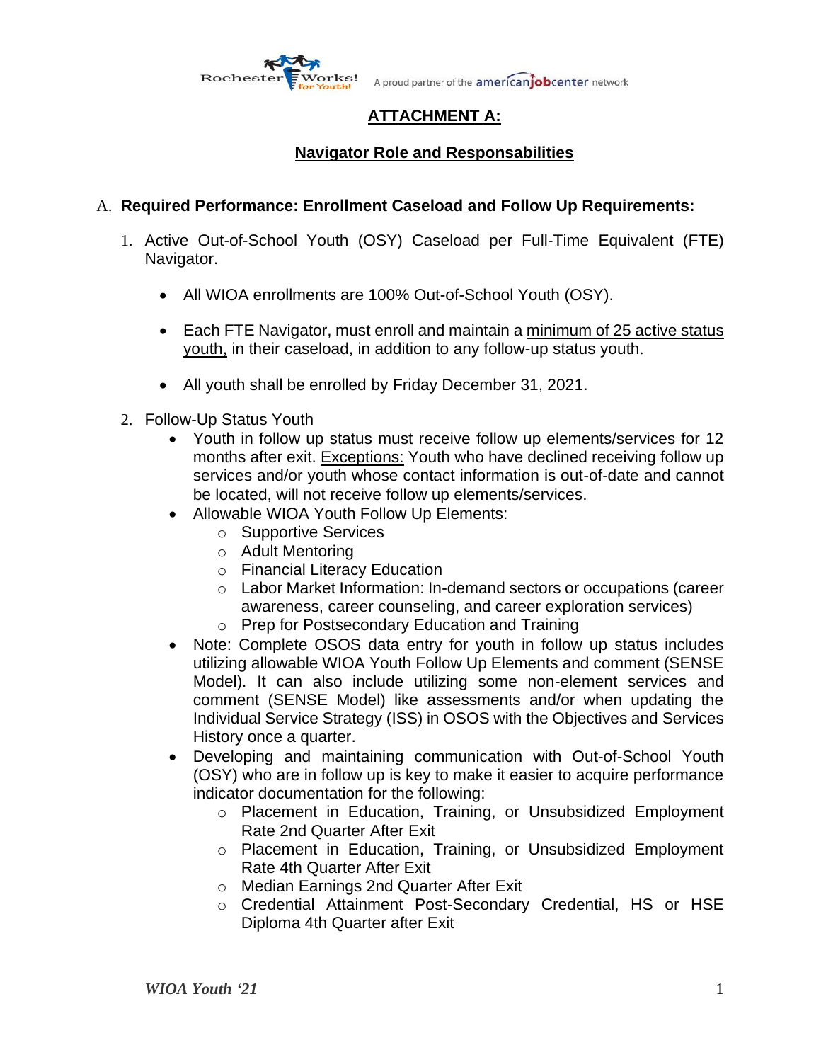## ATTACHMENT A:

### Navigator Role and Responsabilities

A. **Required Performance: Enrollment Caseload and Follow Up Requirements:**

1. Active Out-of-School Youth (OSY) Caseload per Full-Time Equivalent (FTE) Navigator.

   - All WIOA enrollments are 100% Out-of-School Youth (OSY).

   - Each FTE Navigator, must enroll and maintain a minimum of 25 active status youth, in their caseload, in addition to any follow-up status youth.

   - All youth shall be enrolled by Friday December 31, 2021.

2. Follow-Up Status Youth
   - Youth in follow up status must receive follow up elements/services for 12 months after exit. Exceptions: Youth who have declined receiving follow up services and/or youth whose contact information is out-of-date and cannot be located, will not receive follow up elements/services.
   - Allowable WIOA Youth Follow Up Elements:
     - Supportive Services
     - Adult Mentoring
     - Financial Literacy Education
     - Labor Market Information: In-demand sectors or occupations (career awareness, career counseling, and career exploration services)
     - Prep for Postsecondary Education and Training
   - Note: Complete OSOS data entry for youth in follow up status includes utilizing allowable WIOA Youth Follow Up Elements and comment (SENSE Model). It can also include utilizing some non-element services and comment (SENSE Model) like assessments and/or when updating the Individual Service Strategy (ISS) in OSOS with the Objectives and Services History once a quarter.
   - Developing and maintaining communication with Out-of-School Youth (OSY) who are in follow up is key to make it easier to acquire performance indicator documentation for the following:
     - Placement in Education, Training, or Unsubsidized Employment Rate 2nd Quarter After Exit
     - Placement in Education, Training, or Unsubsidized Employment Rate 4th Quarter After Exit
     - Median Earnings 2nd Quarter After Exit
     - Credential Attainment Post-Secondary Credential, HS or HSE Diploma 4th Quarter after Exit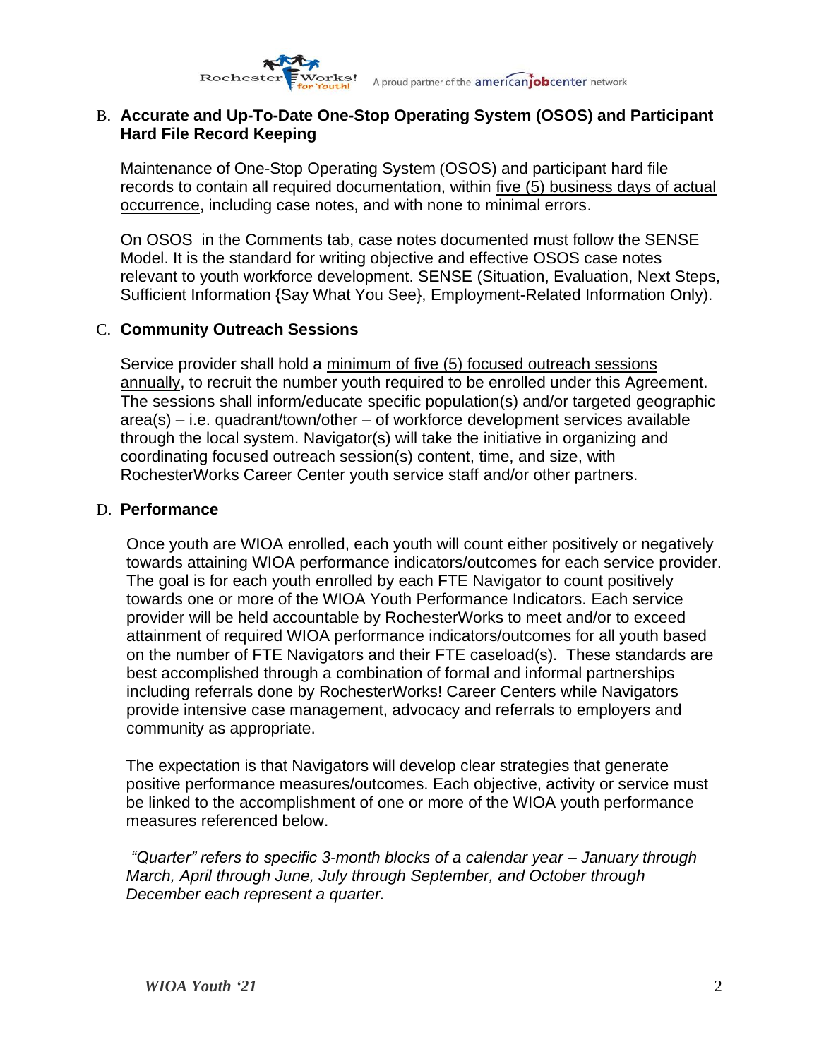## B. Accurate and Up-To-Date One-Stop Operating System (OSOS) and Participant Hard File Record Keeping

Maintenance of One-Stop Operating System (OSOS) and participant hard file records to contain all required documentation, within <u>five (5) business days of actual occurrence</u>, including case notes, and with none to minimal errors.

On OSOS in the Comments tab, case notes documented must follow the SENSE Model. It is the standard for writing objective and effective OSOS case notes relevant to youth workforce development. SENSE (Situation, Evaluation, Next Steps, Sufficient Information {Say What You See}, Employment-Related Information Only).

## C. Community Outreach Sessions

Service provider shall hold a <u>minimum of five (5) focused outreach sessions annually</u>, to recruit the number youth required to be enrolled under this Agreement. The sessions shall inform/educate specific population(s) and/or targeted geographic area(s) – i.e. quadrant/town/other – of workforce development services available through the local system. Navigator(s) will take the initiative in organizing and coordinating focused outreach session(s) content, time, and size, with RochesterWorks Career Center youth service staff and/or other partners.

## D. Performance

Once youth are WIOA enrolled, each youth will count either positively or negatively towards attaining WIOA performance indicators/outcomes for each service provider. The goal is for each youth enrolled by each FTE Navigator to count positively towards one or more of the WIOA Youth Performance Indicators. Each service provider will be held accountable by RochesterWorks to meet and/or to exceed attainment of required WIOA performance indicators/outcomes for all youth based on the number of FTE Navigators and their FTE caseload(s). These standards are best accomplished through a combination of formal and informal partnerships including referrals done by RochesterWorks! Career Centers while Navigators provide intensive case management, advocacy and referrals to employers and community as appropriate.

The expectation is that Navigators will develop clear strategies that generate positive performance measures/outcomes. Each objective, activity or service must be linked to the accomplishment of one or more of the WIOA youth performance measures referenced below.

*"Quarter" refers to specific 3-month blocks of a calendar year – January through March, April through June, July through September, and October through December each represent a quarter.*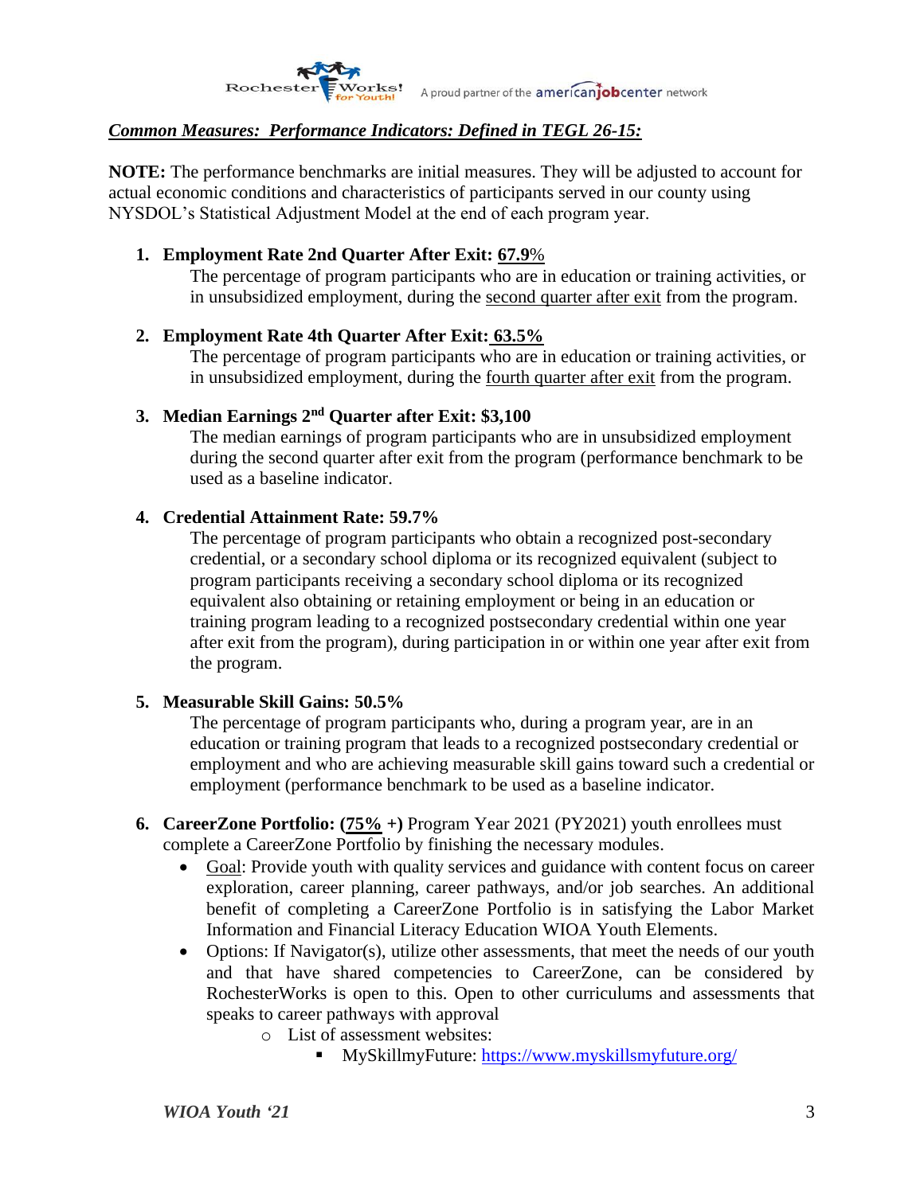***Common Measures: Performance Indicators: Defined in TEGL 26-15:***

**NOTE:** The performance benchmarks are initial measures. They will be adjusted to account for actual economic conditions and characteristics of participants served in our county using NYSDOL's Statistical Adjustment Model at the end of each program year.

1. **Employment Rate 2nd Quarter After Exit: 67.9%**
   The percentage of program participants who are in education or training activities, or in unsubsidized employment, during the second quarter after exit from the program.

2. **Employment Rate 4th Quarter After Exit: 63.5%**
   The percentage of program participants who are in education or training activities, or in unsubsidized employment, during the fourth quarter after exit from the program.

3. **Median Earnings 2nd Quarter after Exit: $3,100**
   The median earnings of program participants who are in unsubsidized employment during the second quarter after exit from the program (performance benchmark to be used as a baseline indicator.

4. **Credential Attainment Rate: 59.7%**
   The percentage of program participants who obtain a recognized post-secondary credential, or a secondary school diploma or its recognized equivalent (subject to program participants receiving a secondary school diploma or its recognized equivalent also obtaining or retaining employment or being in an education or training program leading to a recognized postsecondary credential within one year after exit from the program), during participation in or within one year after exit from the program.

5. **Measurable Skill Gains: 50.5%**
   The percentage of program participants who, during a program year, are in an education or training program that leads to a recognized postsecondary credential or employment and who are achieving measurable skill gains toward such a credential or employment (performance benchmark to be used as a baseline indicator.

6. **CareerZone Portfolio: (75% +)** Program Year 2021 (PY2021) youth enrollees must complete a CareerZone Portfolio by finishing the necessary modules.
   - Goal: Provide youth with quality services and guidance with content focus on career exploration, career planning, career pathways, and/or job searches. An additional benefit of completing a CareerZone Portfolio is in satisfying the Labor Market Information and Financial Literacy Education WIOA Youth Elements.
   - Options: If Navigator(s), utilize other assessments, that meet the needs of our youth and that have shared competencies to CareerZone, can be considered by RochesterWorks is open to this. Open to other curriculums and assessments that speaks to career pathways with approval
     - List of assessment websites:
       - MySkillmyFuture: https://www.myskillsmyfuture.org/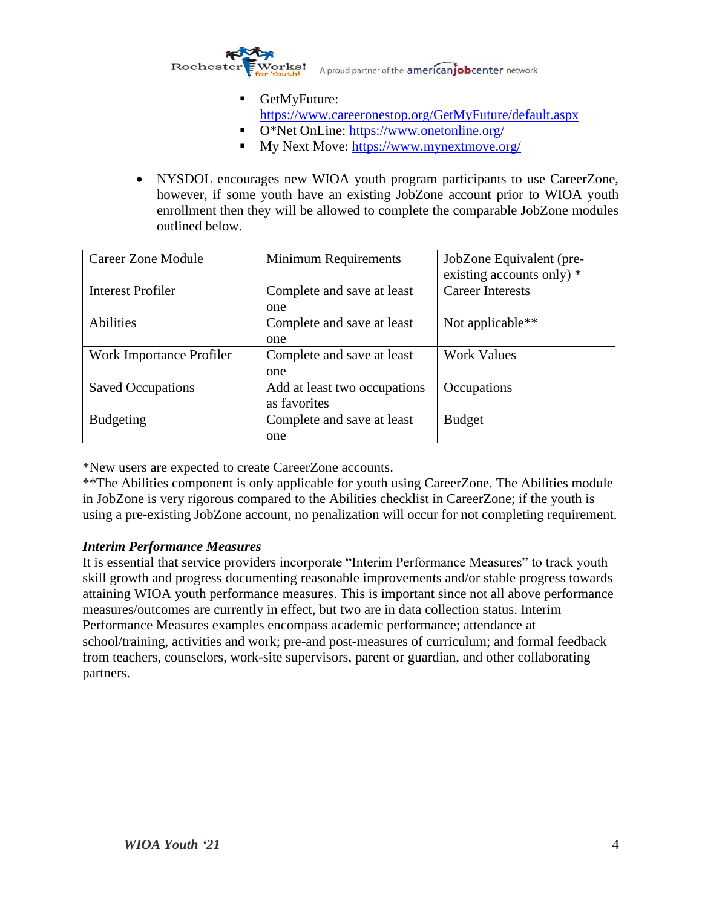- GetMyFuture: https://www.careeronestop.org/GetMyFuture/default.aspx
   - O*Net OnLine: https://www.onetonline.org/
   - My Next Move: https://www.mynextmove.org/

- NYSDOL encourages new WIOA youth program participants to use CareerZone, however, if some youth have an existing JobZone account prior to WIOA youth enrollment then they will be allowed to complete the comparable JobZone modules outlined below.

| Career Zone Module | Minimum Requirements | JobZone Equivalent (pre-existing accounts only) * |
|---|---|---|
| Interest Profiler | Complete and save at least one | Career Interests |
| Abilities | Complete and save at least one | Not applicable** |
| Work Importance Profiler | Complete and save at least one | Work Values |
| Saved Occupations | Add at least two occupations as favorites | Occupations |
| Budgeting | Complete and save at least one | Budget |

*New users are expected to create CareerZone accounts.
**The Abilities component is only applicable for youth using CareerZone. The Abilities module in JobZone is very rigorous compared to the Abilities checklist in CareerZone; if the youth is using a pre-existing JobZone account, no penalization will occur for not completing requirement.

***Interim Performance Measures***

It is essential that service providers incorporate "Interim Performance Measures" to track youth skill growth and progress documenting reasonable improvements and/or stable progress towards attaining WIOA youth performance measures. This is important since not all above performance measures/outcomes are currently in effect, but two are in data collection status. Interim Performance Measures examples encompass academic performance; attendance at school/training, activities and work; pre-and post-measures of curriculum; and formal feedback from teachers, counselors, work-site supervisors, parent or guardian, and other collaborating partners.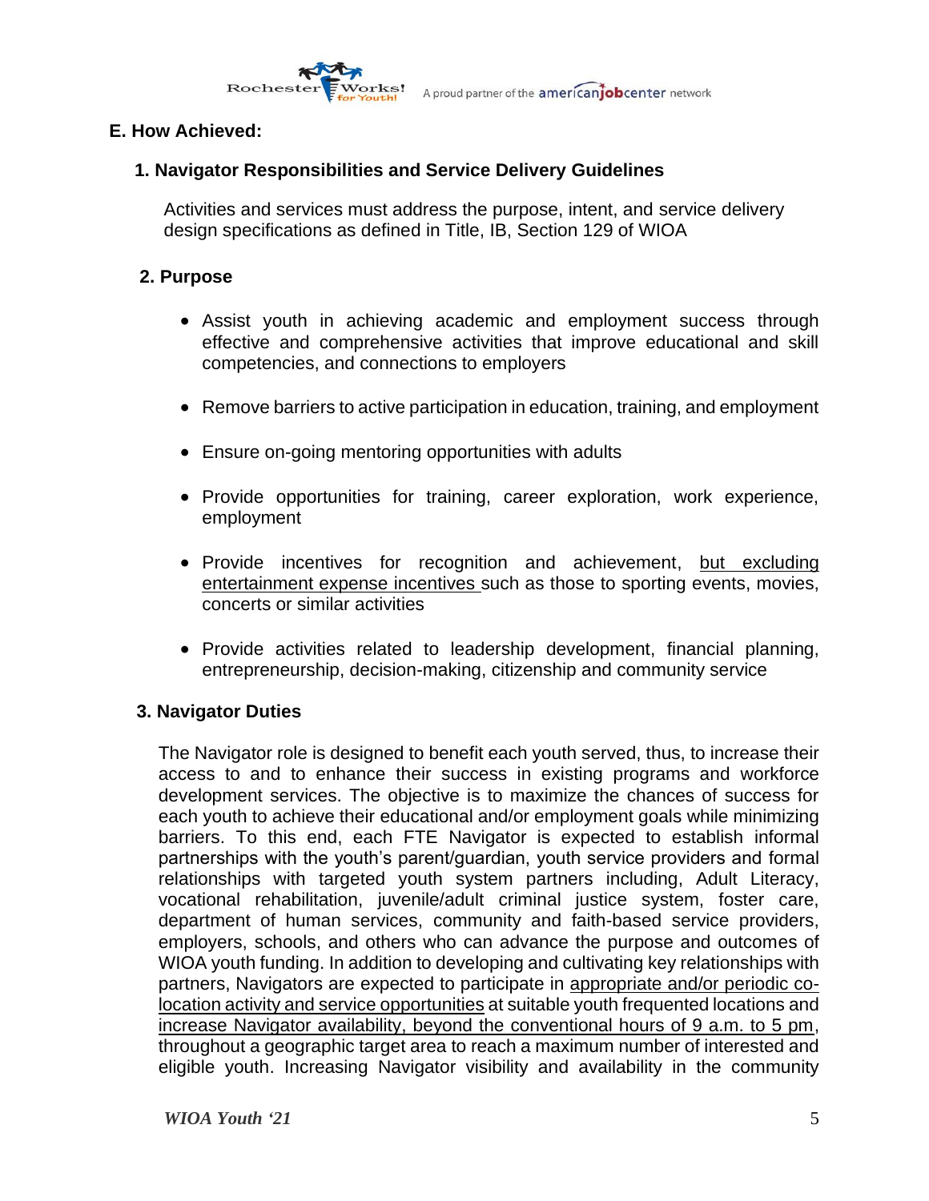## E. How Achieved:

### 1. Navigator Responsibilities and Service Delivery Guidelines

Activities and services must address the purpose, intent, and service delivery design specifications as defined in Title, IB, Section 129 of WIOA

### 2. Purpose

- Assist youth in achieving academic and employment success through effective and comprehensive activities that improve educational and skill competencies, and connections to employers
- Remove barriers to active participation in education, training, and employment
- Ensure on-going mentoring opportunities with adults
- Provide opportunities for training, career exploration, work experience, employment
- Provide incentives for recognition and achievement, <u>but excluding entertainment expense incentives</u> such as those to sporting events, movies, concerts or similar activities
- Provide activities related to leadership development, financial planning, entrepreneurship, decision-making, citizenship and community service

### 3. Navigator Duties

The Navigator role is designed to benefit each youth served, thus, to increase their access to and to enhance their success in existing programs and workforce development services. The objective is to maximize the chances of success for each youth to achieve their educational and/or employment goals while minimizing barriers. To this end, each FTE Navigator is expected to establish informal partnerships with the youth's parent/guardian, youth service providers and formal relationships with targeted youth system partners including, Adult Literacy, vocational rehabilitation, juvenile/adult criminal justice system, foster care, department of human services, community and faith-based service providers, employers, schools, and others who can advance the purpose and outcomes of WIOA youth funding. In addition to developing and cultivating key relationships with partners, Navigators are expected to participate in <u>appropriate and/or periodic co-location activity and service opportunities</u> at suitable youth frequented locations and <u>increase Navigator availability, beyond the conventional hours of 9 a.m. to 5 pm</u>, throughout a geographic target area to reach a maximum number of interested and eligible youth. Increasing Navigator visibility and availability in the community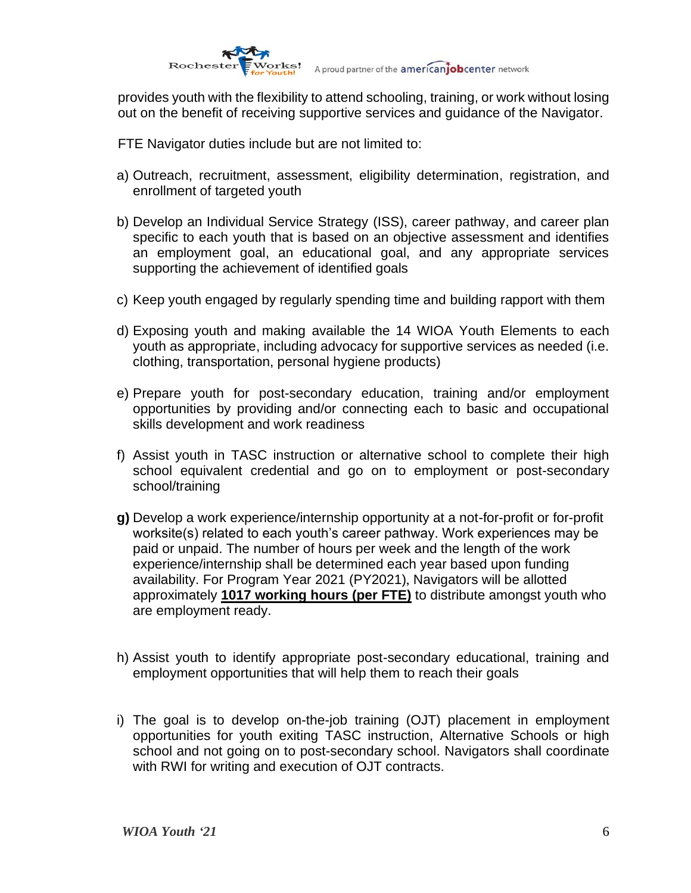provides youth with the flexibility to attend schooling, training, or work without losing out on the benefit of receiving supportive services and guidance of the Navigator.

FTE Navigator duties include but are not limited to:

a) Outreach, recruitment, assessment, eligibility determination, registration, and enrollment of targeted youth

b) Develop an Individual Service Strategy (ISS), career pathway, and career plan specific to each youth that is based on an objective assessment and identifies an employment goal, an educational goal, and any appropriate services supporting the achievement of identified goals

c) Keep youth engaged by regularly spending time and building rapport with them

d) Exposing youth and making available the 14 WIOA Youth Elements to each youth as appropriate, including advocacy for supportive services as needed (i.e. clothing, transportation, personal hygiene products)

e) Prepare youth for post-secondary education, training and/or employment opportunities by providing and/or connecting each to basic and occupational skills development and work readiness

f) Assist youth in TASC instruction or alternative school to complete their high school equivalent credential and go on to employment or post-secondary school/training

**g)** Develop a work experience/internship opportunity at a not-for-profit or for-profit worksite(s) related to each youth's career pathway. Work experiences may be paid or unpaid. The number of hours per week and the length of the work experience/internship shall be determined each year based upon funding availability. For Program Year 2021 (PY2021), Navigators will be allotted approximately **1017 working hours (per FTE)** to distribute amongst youth who are employment ready.

h) Assist youth to identify appropriate post-secondary educational, training and employment opportunities that will help them to reach their goals

i) The goal is to develop on-the-job training (OJT) placement in employment opportunities for youth exiting TASC instruction, Alternative Schools or high school and not going on to post-secondary school. Navigators shall coordinate with RWI for writing and execution of OJT contracts.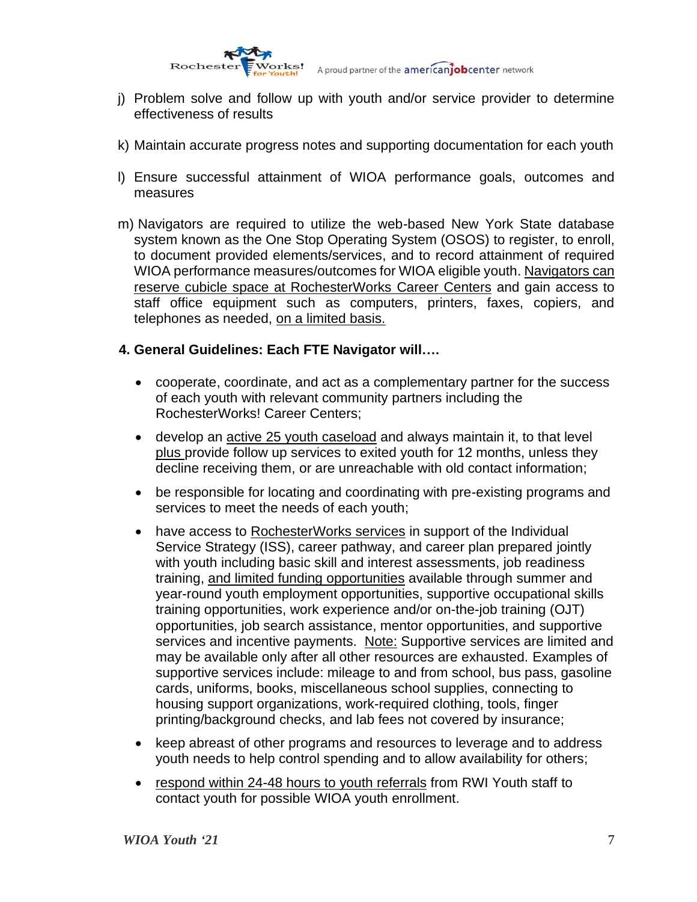j) Problem solve and follow up with youth and/or service provider to determine effectiveness of results

k) Maintain accurate progress notes and supporting documentation for each youth

l) Ensure successful attainment of WIOA performance goals, outcomes and measures

m) Navigators are required to utilize the web-based New York State database system known as the One Stop Operating System (OSOS) to register, to enroll, to document provided elements/services, and to record attainment of required WIOA performance measures/outcomes for WIOA eligible youth. <u>Navigators can reserve cubicle space at RochesterWorks Career Centers</u> and gain access to staff office equipment such as computers, printers, faxes, copiers, and telephones as needed, <u>on a limited basis.</u>

**4. General Guidelines: Each FTE Navigator will….**

- cooperate, coordinate, and act as a complementary partner for the success of each youth with relevant community partners including the RochesterWorks! Career Centers;
- develop an <u>active 25 youth caseload</u> and always maintain it, to that level <u>plus</u> provide follow up services to exited youth for 12 months, unless they decline receiving them, or are unreachable with old contact information;
- be responsible for locating and coordinating with pre-existing programs and services to meet the needs of each youth;
- have access to <u>RochesterWorks services</u> in support of the Individual Service Strategy (ISS), career pathway, and career plan prepared jointly with youth including basic skill and interest assessments, job readiness training, <u>and limited funding opportunities</u> available through summer and year-round youth employment opportunities, supportive occupational skills training opportunities, work experience and/or on-the-job training (OJT) opportunities, job search assistance, mentor opportunities, and supportive services and incentive payments. <u>Note:</u> Supportive services are limited and may be available only after all other resources are exhausted. Examples of supportive services include: mileage to and from school, bus pass, gasoline cards, uniforms, books, miscellaneous school supplies, connecting to housing support organizations, work-required clothing, tools, finger printing/background checks, and lab fees not covered by insurance;
- keep abreast of other programs and resources to leverage and to address youth needs to help control spending and to allow availability for others;
- <u>respond within 24-48 hours to youth referrals</u> from RWI Youth staff to contact youth for possible WIOA youth enrollment.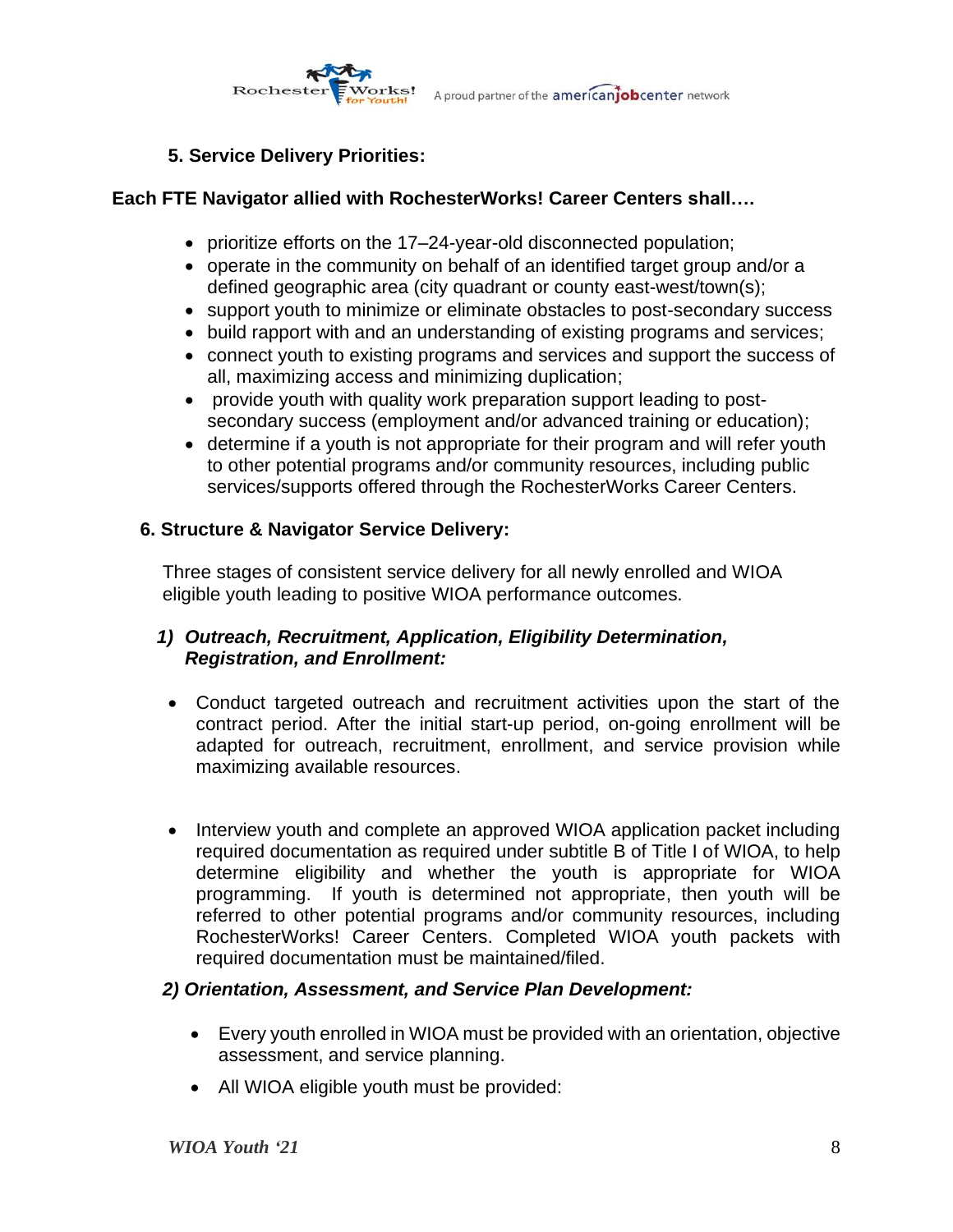## 5. Service Delivery Priorities:

**Each FTE Navigator allied with RochesterWorks! Career Centers shall….**

- prioritize efforts on the 17–24-year-old disconnected population;
- operate in the community on behalf of an identified target group and/or a defined geographic area (city quadrant or county east-west/town(s);
- support youth to minimize or eliminate obstacles to post-secondary success
- build rapport with and an understanding of existing programs and services;
- connect youth to existing programs and services and support the success of all, maximizing access and minimizing duplication;
- provide youth with quality work preparation support leading to post-secondary success (employment and/or advanced training or education);
- determine if a youth is not appropriate for their program and will refer youth to other potential programs and/or community resources, including public services/supports offered through the RochesterWorks Career Centers.

## 6. Structure & Navigator Service Delivery:

Three stages of consistent service delivery for all newly enrolled and WIOA eligible youth leading to positive WIOA performance outcomes.

### *1) Outreach, Recruitment, Application, Eligibility Determination, Registration, and Enrollment:*

- Conduct targeted outreach and recruitment activities upon the start of the contract period. After the initial start-up period, on-going enrollment will be adapted for outreach, recruitment, enrollment, and service provision while maximizing available resources.

- Interview youth and complete an approved WIOA application packet including required documentation as required under subtitle B of Title I of WIOA, to help determine eligibility and whether the youth is appropriate for WIOA programming. If youth is determined not appropriate, then youth will be referred to other potential programs and/or community resources, including RochesterWorks! Career Centers. Completed WIOA youth packets with required documentation must be maintained/filed.

### *2) Orientation, Assessment, and Service Plan Development:*

- Every youth enrolled in WIOA must be provided with an orientation, objective assessment, and service planning.
- All WIOA eligible youth must be provided: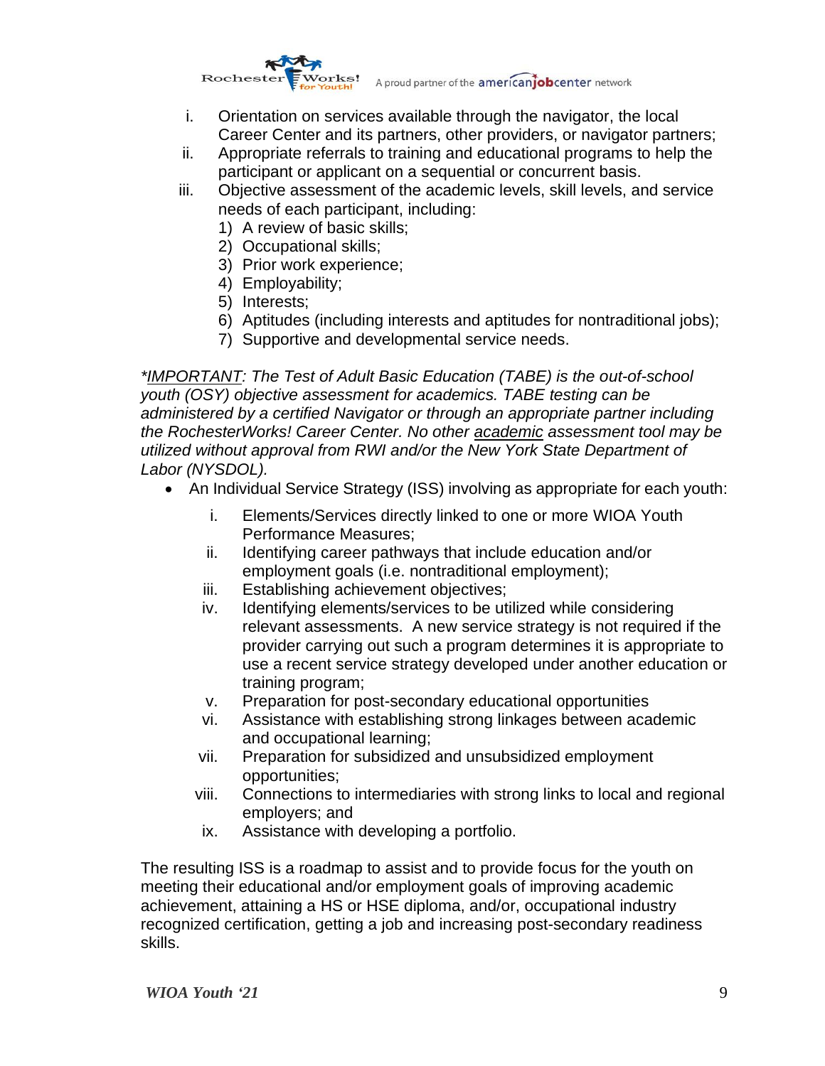i. Orientation on services available through the navigator, the local Career Center and its partners, other providers, or navigator partners;
ii. Appropriate referrals to training and educational programs to help the participant or applicant on a sequential or concurrent basis.
iii. Objective assessment of the academic levels, skill levels, and service needs of each participant, including:
    1) A review of basic skills;
    2) Occupational skills;
    3) Prior work experience;
    4) Employability;
    5) Interests;
    6) Aptitudes (including interests and aptitudes for nontraditional jobs);
    7) Supportive and developmental service needs.

*\*IMPORTANT: The Test of Adult Basic Education (TABE) is the out-of-school youth (OSY) objective assessment for academics. TABE testing can be administered by a certified Navigator or through an appropriate partner including the RochesterWorks! Career Center. No other academic assessment tool may be utilized without approval from RWI and/or the New York State Department of Labor (NYSDOL).*

- An Individual Service Strategy (ISS) involving as appropriate for each youth:
    i. Elements/Services directly linked to one or more WIOA Youth Performance Measures;
    ii. Identifying career pathways that include education and/or employment goals (i.e. nontraditional employment);
    iii. Establishing achievement objectives;
    iv. Identifying elements/services to be utilized while considering relevant assessments. A new service strategy is not required if the provider carrying out such a program determines it is appropriate to use a recent service strategy developed under another education or training program;
    v. Preparation for post-secondary educational opportunities
    vi. Assistance with establishing strong linkages between academic and occupational learning;
    vii. Preparation for subsidized and unsubsidized employment opportunities;
    viii. Connections to intermediaries with strong links to local and regional employers; and
    ix. Assistance with developing a portfolio.

The resulting ISS is a roadmap to assist and to provide focus for the youth on meeting their educational and/or employment goals of improving academic achievement, attaining a HS or HSE diploma, and/or, occupational industry recognized certification, getting a job and increasing post-secondary readiness skills.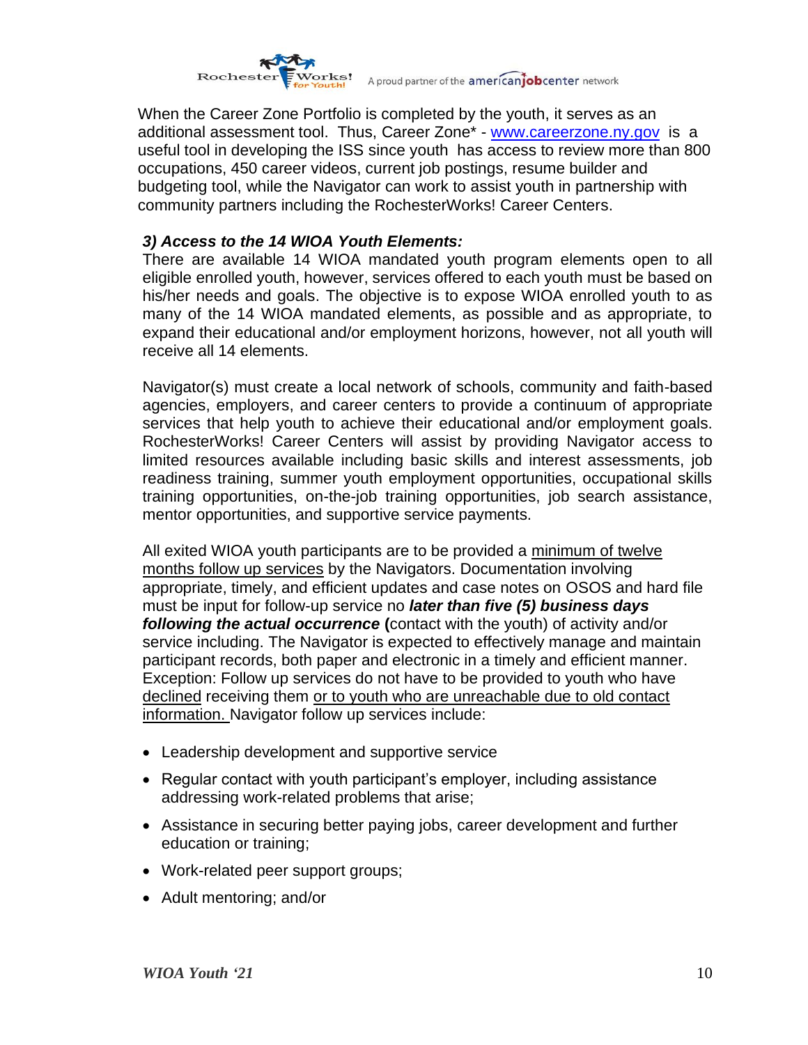When the Career Zone Portfolio is completed by the youth, it serves as an additional assessment tool. Thus, Career Zone* - www.careerzone.ny.gov is a useful tool in developing the ISS since youth has access to review more than 800 occupations, 450 career videos, current job postings, resume builder and budgeting tool, while the Navigator can work to assist youth in partnership with community partners including the RochesterWorks! Career Centers.

### *3) Access to the 14 WIOA Youth Elements:*

There are available 14 WIOA mandated youth program elements open to all eligible enrolled youth, however, services offered to each youth must be based on his/her needs and goals. The objective is to expose WIOA enrolled youth to as many of the 14 WIOA mandated elements, as possible and as appropriate, to expand their educational and/or employment horizons, however, not all youth will receive all 14 elements.

Navigator(s) must create a local network of schools, community and faith-based agencies, employers, and career centers to provide a continuum of appropriate services that help youth to achieve their educational and/or employment goals. RochesterWorks! Career Centers will assist by providing Navigator access to limited resources available including basic skills and interest assessments, job readiness training, summer youth employment opportunities, occupational skills training opportunities, on-the-job training opportunities, job search assistance, mentor opportunities, and supportive service payments.

All exited WIOA youth participants are to be provided a minimum of twelve months follow up services by the Navigators. Documentation involving appropriate, timely, and efficient updates and case notes on OSOS and hard file must be input for follow-up service no ***later than five (5) business days following the actual occurrence*** **(**contact with the youth) of activity and/or service including. The Navigator is expected to effectively manage and maintain participant records, both paper and electronic in a timely and efficient manner. Exception: Follow up services do not have to be provided to youth who have declined receiving them or to youth who are unreachable due to old contact information. Navigator follow up services include:

- Leadership development and supportive service
- Regular contact with youth participant's employer, including assistance addressing work-related problems that arise;
- Assistance in securing better paying jobs, career development and further education or training;
- Work-related peer support groups;
- Adult mentoring; and/or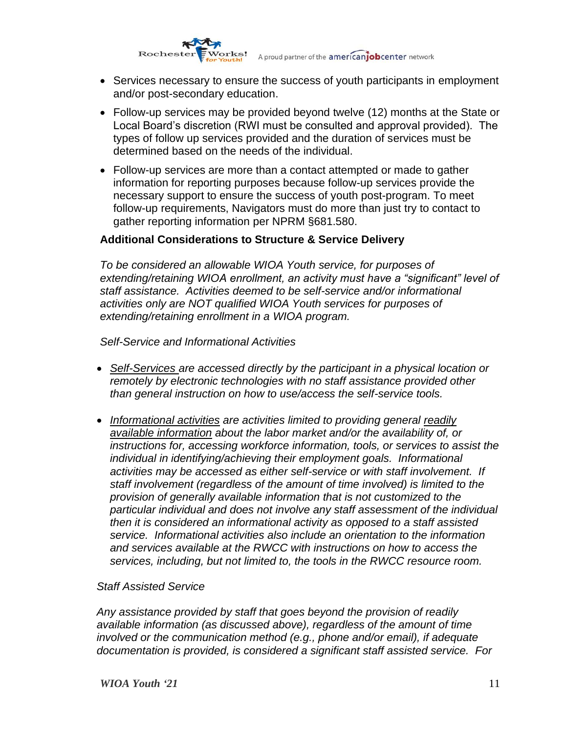- Services necessary to ensure the success of youth participants in employment and/or post-secondary education.
- Follow-up services may be provided beyond twelve (12) months at the State or Local Board's discretion (RWI must be consulted and approval provided). The types of follow up services provided and the duration of services must be determined based on the needs of the individual.
- Follow-up services are more than a contact attempted or made to gather information for reporting purposes because follow-up services provide the necessary support to ensure the success of youth post-program. To meet follow-up requirements, Navigators must do more than just try to contact to gather reporting information per NPRM §681.580.

**Additional Considerations to Structure & Service Delivery**

*To be considered an allowable WIOA Youth service, for purposes of extending/retaining WIOA enrollment, an activity must have a "significant" level of staff assistance. Activities deemed to be self-service and/or informational activities only are NOT qualified WIOA Youth services for purposes of extending/retaining enrollment in a WIOA program.*

*Self-Service and Informational Activities*

- *Self-Services are accessed directly by the participant in a physical location or remotely by electronic technologies with no staff assistance provided other than general instruction on how to use/access the self-service tools.*
- *Informational activities are activities limited to providing general readily available information about the labor market and/or the availability of, or instructions for, accessing workforce information, tools, or services to assist the individual in identifying/achieving their employment goals. Informational activities may be accessed as either self-service or with staff involvement. If staff involvement (regardless of the amount of time involved) is limited to the provision of generally available information that is not customized to the particular individual and does not involve any staff assessment of the individual then it is considered an informational activity as opposed to a staff assisted service. Informational activities also include an orientation to the information and services available at the RWCC with instructions on how to access the services, including, but not limited to, the tools in the RWCC resource room.*

*Staff Assisted Service*

*Any assistance provided by staff that goes beyond the provision of readily available information (as discussed above), regardless of the amount of time involved or the communication method (e.g., phone and/or email), if adequate documentation is provided, is considered a significant staff assisted service. For*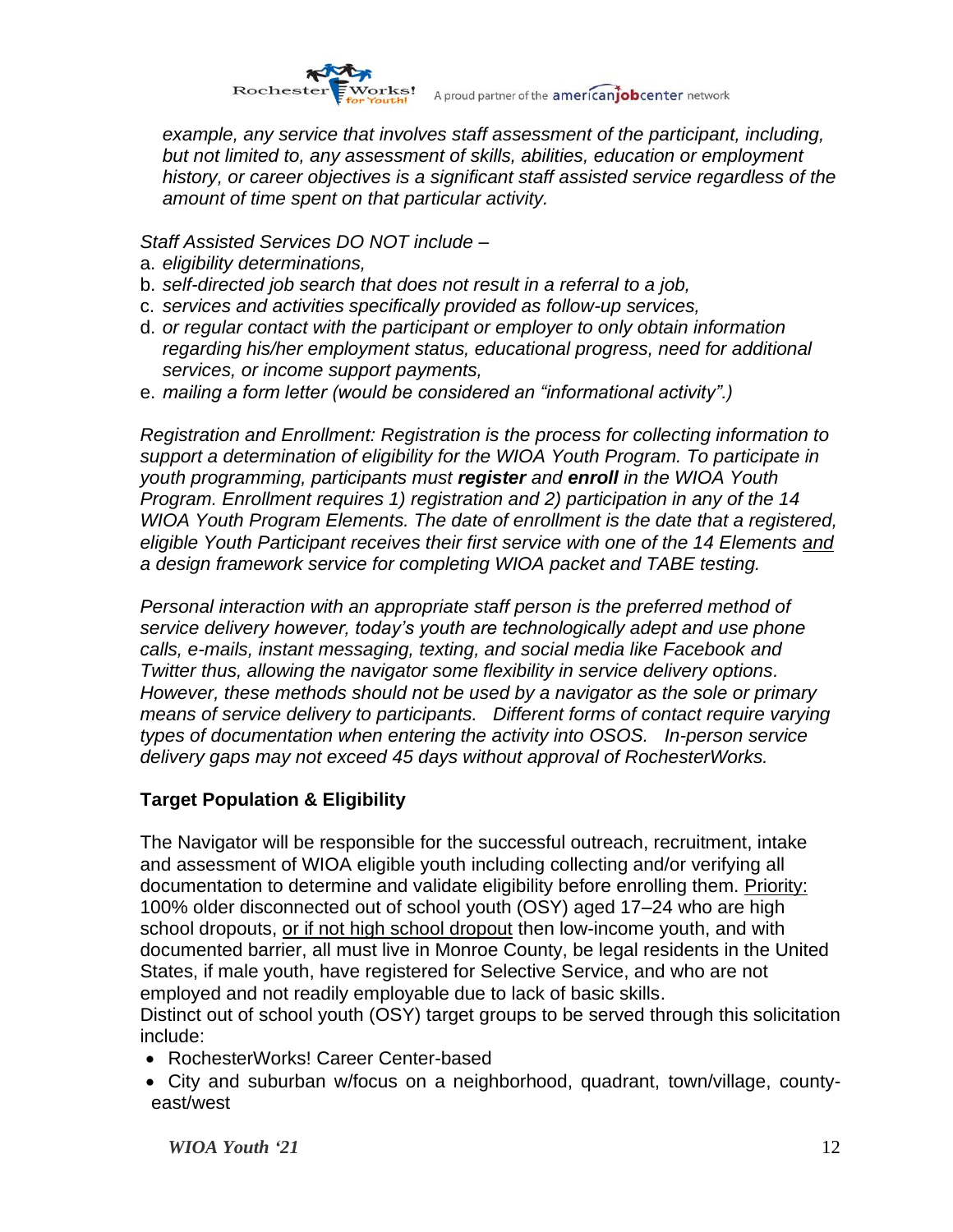*example, any service that involves staff assessment of the participant, including, but not limited to, any assessment of skills, abilities, education or employment history, or career objectives is a significant staff assisted service regardless of the amount of time spent on that particular activity.*

*Staff Assisted Services DO NOT include –*

a. *eligibility determinations,*
b. *self-directed job search that does not result in a referral to a job,*
c. *services and activities specifically provided as follow-up services,*
d. *or regular contact with the participant or employer to only obtain information regarding his/her employment status, educational progress, need for additional services, or income support payments,*
e. *mailing a form letter (would be considered an "informational activity".)*

*Registration and Enrollment: Registration is the process for collecting information to support a determination of eligibility for the WIOA Youth Program. To participate in youth programming, participants must **register** and **enroll** in the WIOA Youth Program. Enrollment requires 1) registration and 2) participation in any of the 14 WIOA Youth Program Elements. The date of enrollment is the date that a registered, eligible Youth Participant receives their first service with one of the 14 Elements <u>and</u> a design framework service for completing WIOA packet and TABE testing.*

*Personal interaction with an appropriate staff person is the preferred method of service delivery however, today's youth are technologically adept and use phone calls, e-mails, instant messaging, texting, and social media like Facebook and Twitter thus, allowing the navigator some flexibility in service delivery options. However, these methods should not be used by a navigator as the sole or primary means of service delivery to participants. Different forms of contact require varying types of documentation when entering the activity into OSOS. In-person service delivery gaps may not exceed 45 days without approval of RochesterWorks.*

## Target Population & Eligibility

The Navigator will be responsible for the successful outreach, recruitment, intake and assessment of WIOA eligible youth including collecting and/or verifying all documentation to determine and validate eligibility before enrolling them. <u>Priority:</u> 100% older disconnected out of school youth (OSY) aged 17–24 who are high school dropouts, <u>or if not high school dropout</u> then low-income youth, and with documented barrier, all must live in Monroe County, be legal residents in the United States, if male youth, have registered for Selective Service, and who are not employed and not readily employable due to lack of basic skills.

Distinct out of school youth (OSY) target groups to be served through this solicitation include:

- RochesterWorks! Career Center-based
- City and suburban w/focus on a neighborhood, quadrant, town/village, county-east/west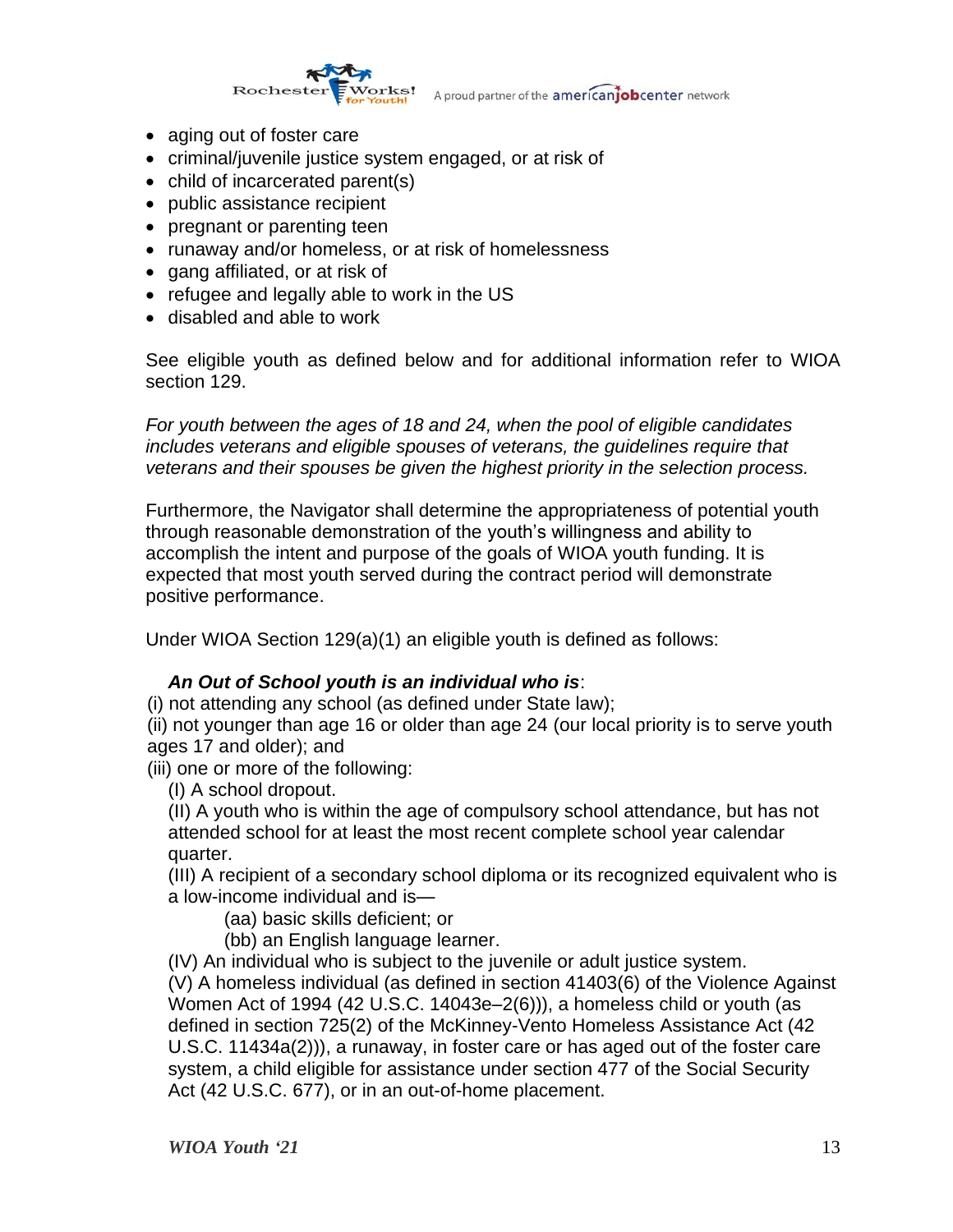- aging out of foster care
- criminal/juvenile justice system engaged, or at risk of
- child of incarcerated parent(s)
- public assistance recipient
- pregnant or parenting teen
- runaway and/or homeless, or at risk of homelessness
- gang affiliated, or at risk of
- refugee and legally able to work in the US
- disabled and able to work

See eligible youth as defined below and for additional information refer to WIOA section 129.

*For youth between the ages of 18 and 24, when the pool of eligible candidates includes veterans and eligible spouses of veterans, the guidelines require that veterans and their spouses be given the highest priority in the selection process.*

Furthermore, the Navigator shall determine the appropriateness of potential youth through reasonable demonstration of the youth's willingness and ability to accomplish the intent and purpose of the goals of WIOA youth funding. It is expected that most youth served during the contract period will demonstrate positive performance.

Under WIOA Section 129(a)(1) an eligible youth is defined as follows:

***An Out of School youth is an individual who is***:

(i) not attending any school (as defined under State law);

(ii) not younger than age 16 or older than age 24 (our local priority is to serve youth ages 17 and older); and

(iii) one or more of the following:

(I) A school dropout.

(II) A youth who is within the age of compulsory school attendance, but has not attended school for at least the most recent complete school year calendar quarter.

(III) A recipient of a secondary school diploma or its recognized equivalent who is a low-income individual and is—

(aa) basic skills deficient; or

(bb) an English language learner.

(IV) An individual who is subject to the juvenile or adult justice system.

(V) A homeless individual (as defined in section 41403(6) of the Violence Against Women Act of 1994 (42 U.S.C. 14043e–2(6))), a homeless child or youth (as defined in section 725(2) of the McKinney-Vento Homeless Assistance Act (42 U.S.C. 11434a(2))), a runaway, in foster care or has aged out of the foster care system, a child eligible for assistance under section 477 of the Social Security Act (42 U.S.C. 677), or in an out-of-home placement.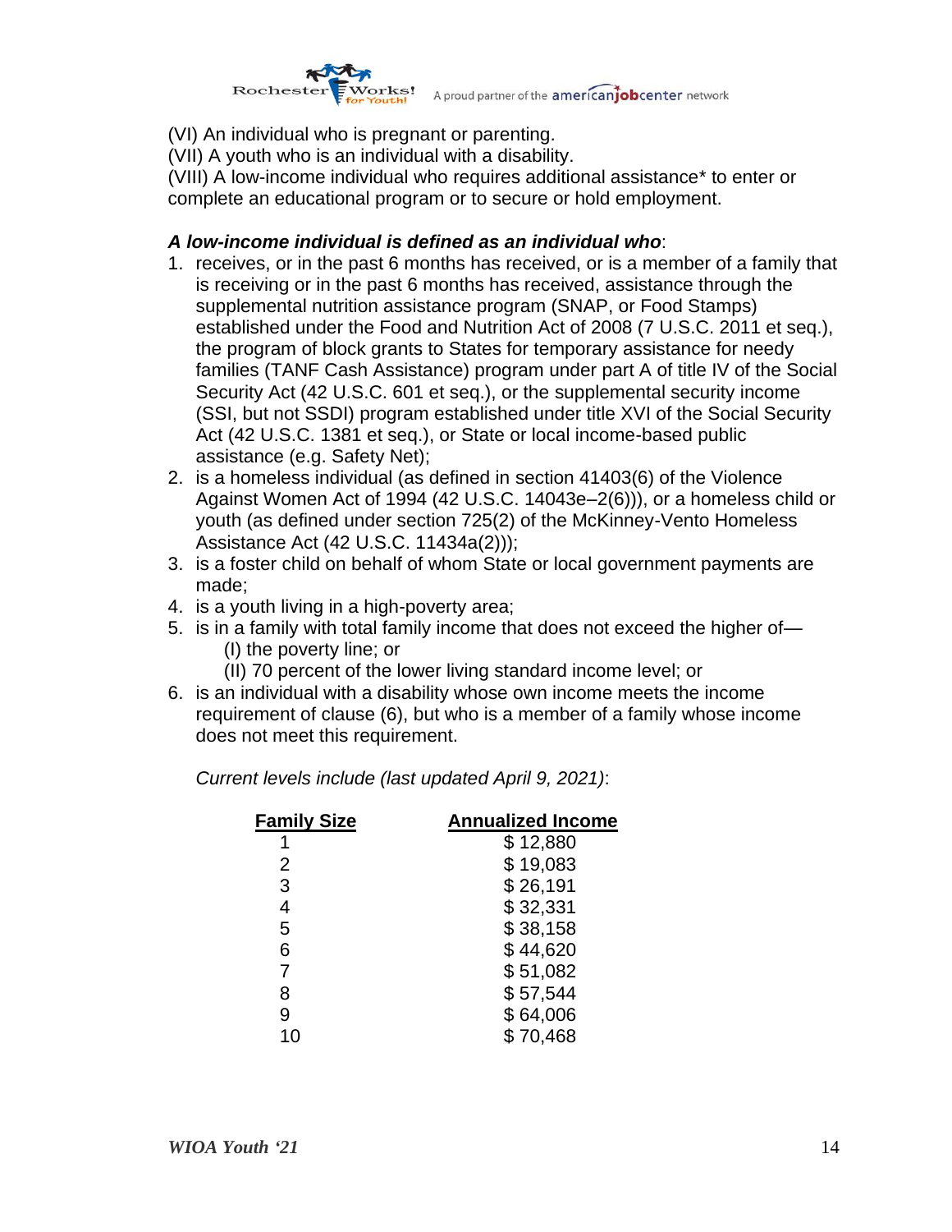(VI) An individual who is pregnant or parenting.
(VII) A youth who is an individual with a disability.
(VIII) A low-income individual who requires additional assistance* to enter or complete an educational program or to secure or hold employment.

***A low-income individual is defined as an individual who***:

1. receives, or in the past 6 months has received, or is a member of a family that is receiving or in the past 6 months has received, assistance through the supplemental nutrition assistance program (SNAP, or Food Stamps) established under the Food and Nutrition Act of 2008 (7 U.S.C. 2011 et seq.), the program of block grants to States for temporary assistance for needy families (TANF Cash Assistance) program under part A of title IV of the Social Security Act (42 U.S.C. 601 et seq.), or the supplemental security income (SSI, but not SSDI) program established under title XVI of the Social Security Act (42 U.S.C. 1381 et seq.), or State or local income-based public assistance (e.g. Safety Net);
2. is a homeless individual (as defined in section 41403(6) of the Violence Against Women Act of 1994 (42 U.S.C. 14043e–2(6))), or a homeless child or youth (as defined under section 725(2) of the McKinney-Vento Homeless Assistance Act (42 U.S.C. 11434a(2)));
3. is a foster child on behalf of whom State or local government payments are made;
4. is a youth living in a high-poverty area;
5. is in a family with total family income that does not exceed the higher of—
   (I) the poverty line; or
   (II) 70 percent of the lower living standard income level; or
6. is an individual with a disability whose own income meets the income requirement of clause (6), but who is a member of a family whose income does not meet this requirement.

*Current levels include (last updated April 9, 2021)*:

| Family Size | Annualized Income |
|---|---|
| 1 | $ 12,880 |
| 2 | $ 19,083 |
| 3 | $ 26,191 |
| 4 | $ 32,331 |
| 5 | $ 38,158 |
| 6 | $ 44,620 |
| 7 | $ 51,082 |
| 8 | $ 57,544 |
| 9 | $ 64,006 |
| 10 | $ 70,468 |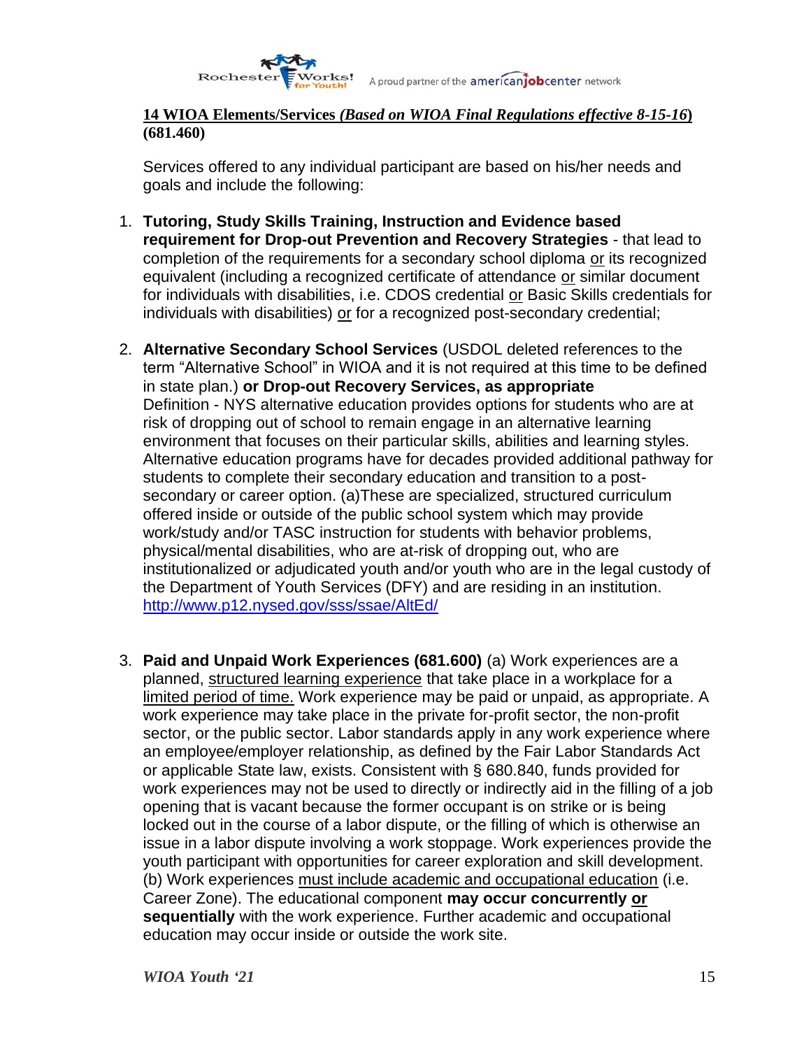**14 WIOA Elements/Services *(Based on WIOA Final Regulations effective 8-15-16*) (681.460)**

Services offered to any individual participant are based on his/her needs and goals and include the following:

1. **Tutoring, Study Skills Training, Instruction and Evidence based requirement for Drop-out Prevention and Recovery Strategies** - that lead to completion of the requirements for a secondary school diploma or its recognized equivalent (including a recognized certificate of attendance or similar document for individuals with disabilities, i.e. CDOS credential or Basic Skills credentials for individuals with disabilities) or for a recognized post-secondary credential;

2. **Alternative Secondary School Services** (USDOL deleted references to the term "Alternative School" in WIOA and it is not required at this time to be defined in state plan.) **or Drop-out Recovery Services, as appropriate**
   Definition - NYS alternative education provides options for students who are at risk of dropping out of school to remain engage in an alternative learning environment that focuses on their particular skills, abilities and learning styles. Alternative education programs have for decades provided additional pathway for students to complete their secondary education and transition to a post-secondary or career option. (a)These are specialized, structured curriculum offered inside or outside of the public school system which may provide work/study and/or TASC instruction for students with behavior problems, physical/mental disabilities, who are at-risk of dropping out, who are institutionalized or adjudicated youth and/or youth who are in the legal custody of the Department of Youth Services (DFY) and are residing in an institution.
   http://www.p12.nysed.gov/sss/ssae/AltEd/

3. **Paid and Unpaid Work Experiences (681.600)** (a) Work experiences are a planned, structured learning experience that take place in a workplace for a limited period of time. Work experience may be paid or unpaid, as appropriate. A work experience may take place in the private for-profit sector, the non-profit sector, or the public sector. Labor standards apply in any work experience where an employee/employer relationship, as defined by the Fair Labor Standards Act or applicable State law, exists. Consistent with § 680.840, funds provided for work experiences may not be used to directly or indirectly aid in the filling of a job opening that is vacant because the former occupant is on strike or is being locked out in the course of a labor dispute, or the filling of which is otherwise an issue in a labor dispute involving a work stoppage. Work experiences provide the youth participant with opportunities for career exploration and skill development. (b) Work experiences must include academic and occupational education (i.e. Career Zone). The educational component **may occur concurrently or sequentially** with the work experience. Further academic and occupational education may occur inside or outside the work site.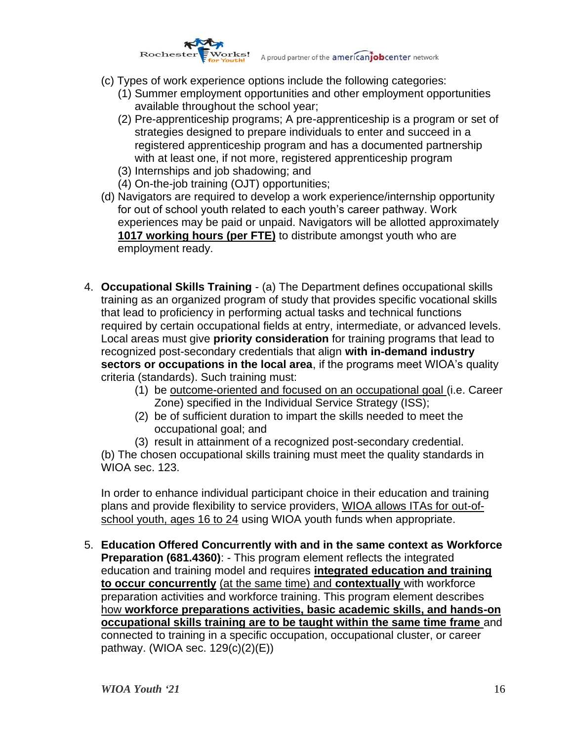(c) Types of work experience options include the following categories:

  (1) Summer employment opportunities and other employment opportunities available throughout the school year;

  (2) Pre-apprenticeship programs; A pre-apprenticeship is a program or set of strategies designed to prepare individuals to enter and succeed in a registered apprenticeship program and has a documented partnership with at least one, if not more, registered apprenticeship program

  (3) Internships and job shadowing; and

  (4) On-the-job training (OJT) opportunities;

(d) Navigators are required to develop a work experience/internship opportunity for out of school youth related to each youth's career pathway. Work experiences may be paid or unpaid. Navigators will be allotted approximately <u>**1017 working hours (per FTE)**</u> to distribute amongst youth who are employment ready.

4. **Occupational Skills Training** - (a) The Department defines occupational skills training as an organized program of study that provides specific vocational skills that lead to proficiency in performing actual tasks and technical functions required by certain occupational fields at entry, intermediate, or advanced levels. Local areas must give **priority consideration** for training programs that lead to recognized post-secondary credentials that align **with in-demand industry sectors or occupations in the local area**, if the programs meet WIOA's quality criteria (standards). Such training must:

   (1) be <u>outcome-oriented and focused on an occupational goal</u> (i.e. Career Zone) specified in the Individual Service Strategy (ISS);

   (2) be of sufficient duration to impart the skills needed to meet the occupational goal; and

   (3) result in attainment of a recognized post-secondary credential.

   (b) The chosen occupational skills training must meet the quality standards in WIOA sec. 123.

   In order to enhance individual participant choice in their education and training plans and provide flexibility to service providers, <u>WIOA allows ITAs for out-of-school youth, ages 16 to 24</u> using WIOA youth funds when appropriate.

5. **Education Offered Concurrently with and in the same context as Workforce Preparation (681.4360)**: - This program element reflects the integrated education and training model and requires <u>**integrated education and training to occur concurrently**</u> <u>(at the same time) and</u> <u>**contextually**</u> with workforce preparation activities and workforce training. This program element describes <u>how **workforce preparations activities, basic academic skills, and hands-on occupational skills training are to be taught within the same time frame**</u> and connected to training in a specific occupation, occupational cluster, or career pathway. (WIOA sec. 129(c)(2)(E))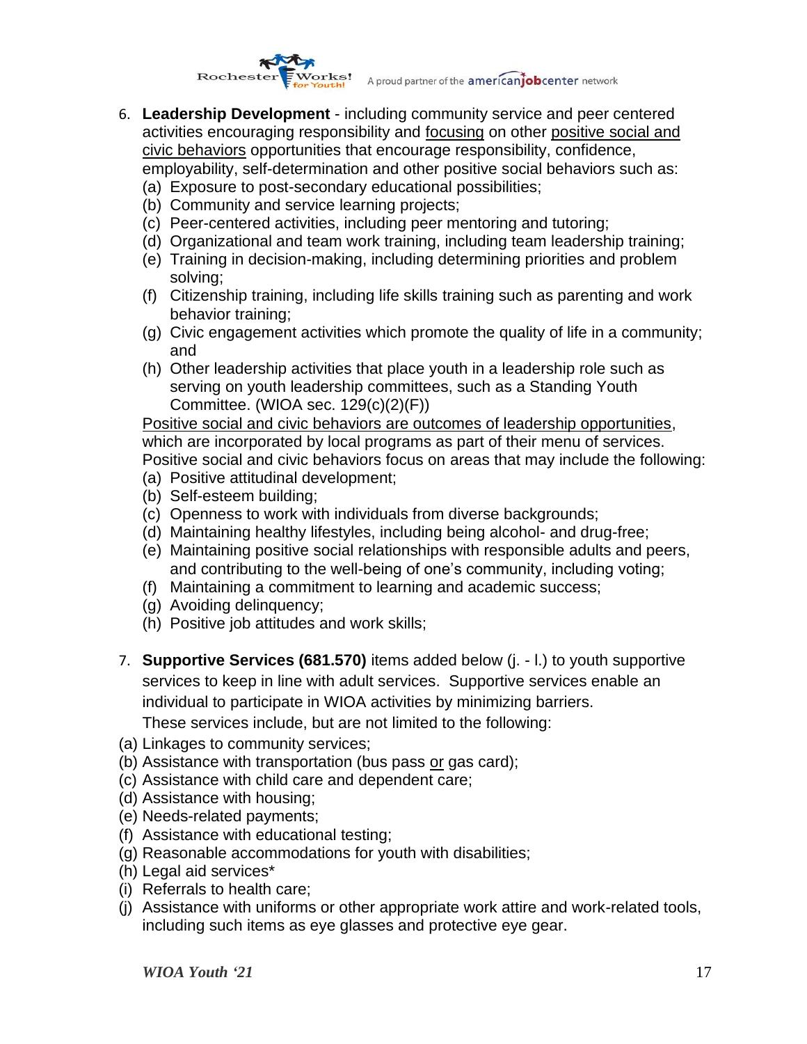6. **Leadership Development** - including community service and peer centered activities encouraging responsibility and <u>focusing</u> on other <u>positive social and civic behaviors</u> opportunities that encourage responsibility, confidence, employability, self-determination and other positive social behaviors such as:
   (a) Exposure to post-secondary educational possibilities;
   (b) Community and service learning projects;
   (c) Peer-centered activities, including peer mentoring and tutoring;
   (d) Organizational and team work training, including team leadership training;
   (e) Training in decision-making, including determining priorities and problem solving;
   (f) Citizenship training, including life skills training such as parenting and work behavior training;
   (g) Civic engagement activities which promote the quality of life in a community; and
   (h) Other leadership activities that place youth in a leadership role such as serving on youth leadership committees, such as a Standing Youth Committee. (WIOA sec. 129(c)(2)(F))

   <u>Positive social and civic behaviors are outcomes of leadership opportunities</u>, which are incorporated by local programs as part of their menu of services. Positive social and civic behaviors focus on areas that may include the following:
   (a) Positive attitudinal development;
   (b) Self-esteem building;
   (c) Openness to work with individuals from diverse backgrounds;
   (d) Maintaining healthy lifestyles, including being alcohol- and drug-free;
   (e) Maintaining positive social relationships with responsible adults and peers, and contributing to the well-being of one's community, including voting;
   (f) Maintaining a commitment to learning and academic success;
   (g) Avoiding delinquency;
   (h) Positive job attitudes and work skills;

7. **Supportive Services (681.570)** items added below (j. - l.) to youth supportive services to keep in line with adult services. Supportive services enable an individual to participate in WIOA activities by minimizing barriers. These services include, but are not limited to the following:

(a) Linkages to community services;
(b) Assistance with transportation (bus pass <u>or</u> gas card);
(c) Assistance with child care and dependent care;
(d) Assistance with housing;
(e) Needs-related payments;
(f) Assistance with educational testing;
(g) Reasonable accommodations for youth with disabilities;
(h) Legal aid services*
(i) Referrals to health care;
(j) Assistance with uniforms or other appropriate work attire and work-related tools, including such items as eye glasses and protective eye gear.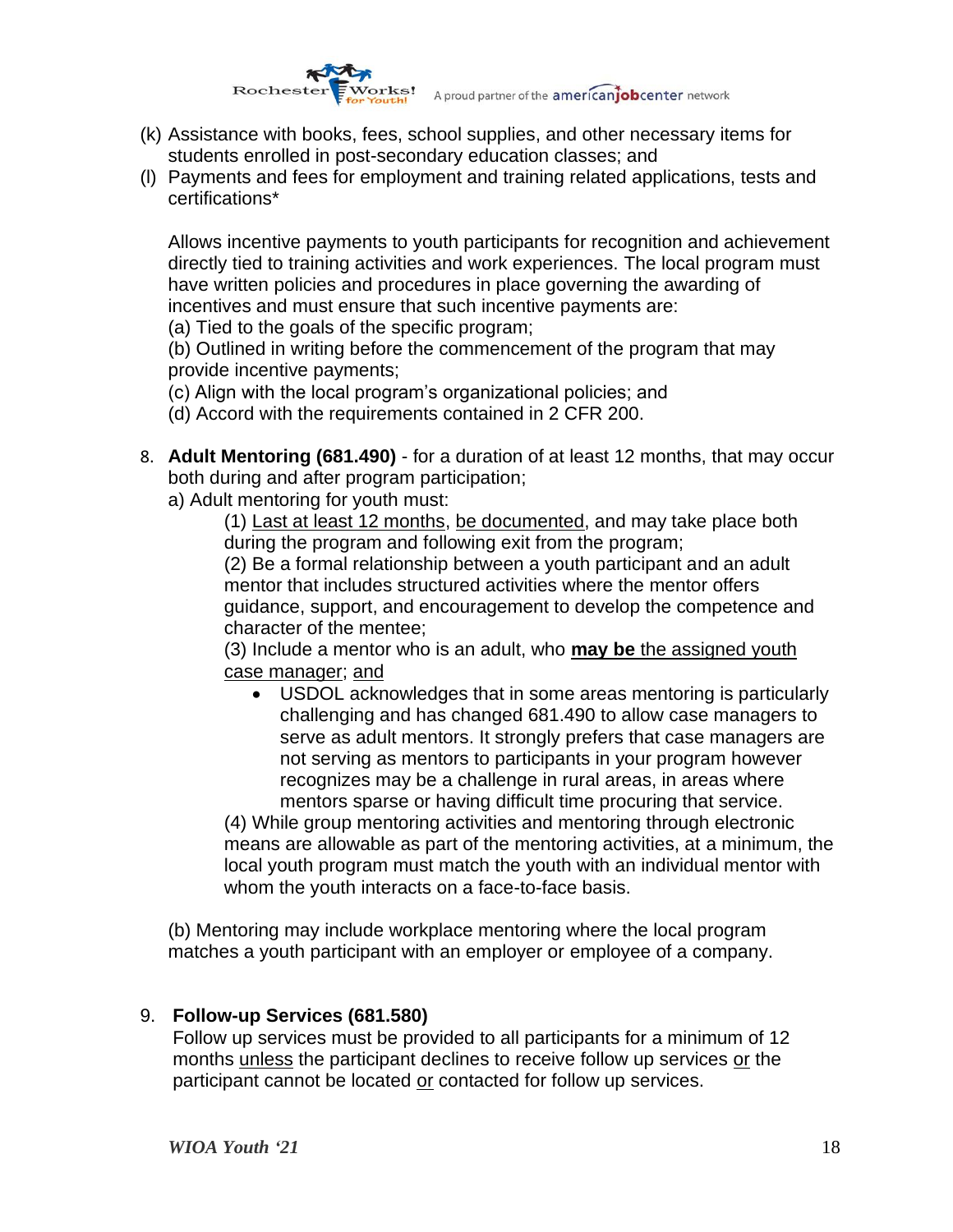(k) Assistance with books, fees, school supplies, and other necessary items for students enrolled in post-secondary education classes; and

(l) Payments and fees for employment and training related applications, tests and certifications*

Allows incentive payments to youth participants for recognition and achievement directly tied to training activities and work experiences. The local program must have written policies and procedures in place governing the awarding of incentives and must ensure that such incentive payments are:

(a) Tied to the goals of the specific program;

(b) Outlined in writing before the commencement of the program that may provide incentive payments;

(c) Align with the local program's organizational policies; and

(d) Accord with the requirements contained in 2 CFR 200.

8. **Adult Mentoring (681.490)** - for a duration of at least 12 months, that may occur both during and after program participation;

   a) Adult mentoring for youth must:

      (1) <u>Last at least 12 months</u>, <u>be documented</u>, and may take place both during the program and following exit from the program;

      (2) Be a formal relationship between a youth participant and an adult mentor that includes structured activities where the mentor offers guidance, support, and encouragement to develop the competence and character of the mentee;

      (3) Include a mentor who is an adult, who <u>**may be** the assigned youth case manager</u>; <u>and</u>

      - USDOL acknowledges that in some areas mentoring is particularly challenging and has changed 681.490 to allow case managers to serve as adult mentors. It strongly prefers that case managers are not serving as mentors to participants in your program however recognizes may be a challenge in rural areas, in areas where mentors sparse or having difficult time procuring that service.

      (4) While group mentoring activities and mentoring through electronic means are allowable as part of the mentoring activities, at a minimum, the local youth program must match the youth with an individual mentor with whom the youth interacts on a face-to-face basis.

   (b) Mentoring may include workplace mentoring where the local program matches a youth participant with an employer or employee of a company.

9. **Follow-up Services (681.580)**

   Follow up services must be provided to all participants for a minimum of 12 months <u>unless</u> the participant declines to receive follow up services <u>or</u> the participant cannot be located <u>or</u> contacted for follow up services.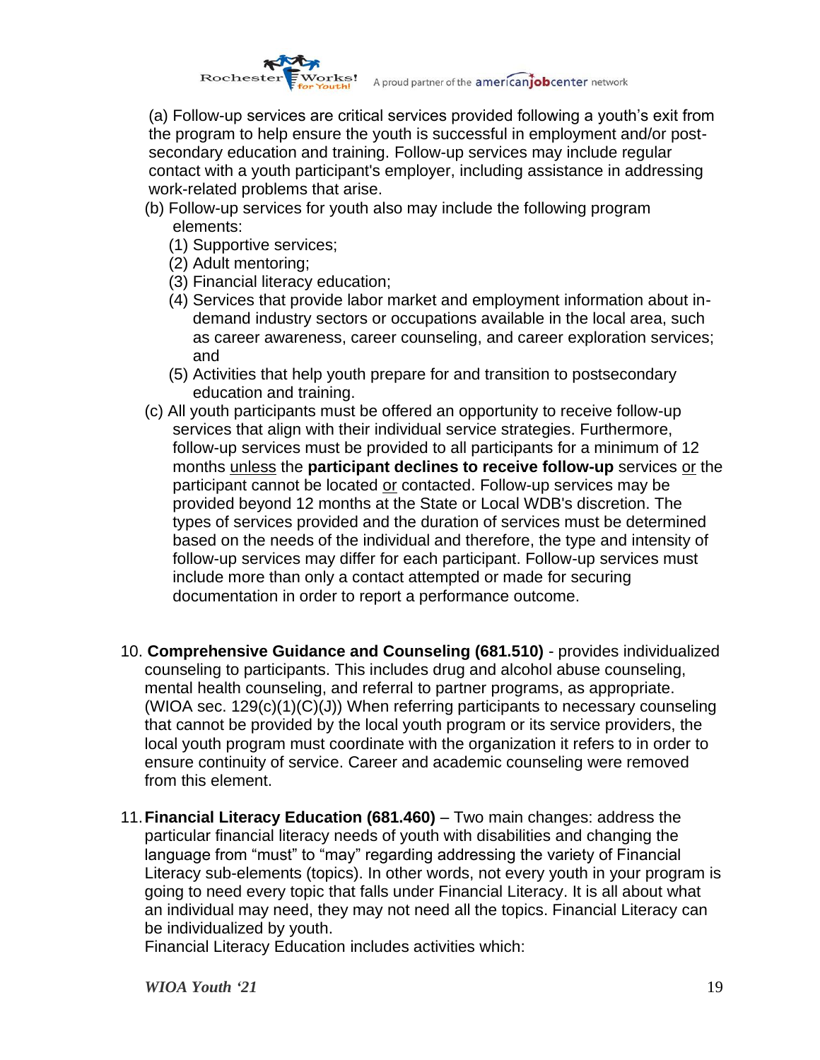(a) Follow-up services are critical services provided following a youth's exit from the program to help ensure the youth is successful in employment and/or post-secondary education and training. Follow-up services may include regular contact with a youth participant's employer, including assistance in addressing work-related problems that arise.

(b) Follow-up services for youth also may include the following program elements:

(1) Supportive services;
(2) Adult mentoring;
(3) Financial literacy education;
(4) Services that provide labor market and employment information about in-demand industry sectors or occupations available in the local area, such as career awareness, career counseling, and career exploration services; and
(5) Activities that help youth prepare for and transition to postsecondary education and training.

(c) All youth participants must be offered an opportunity to receive follow-up services that align with their individual service strategies. Furthermore, follow-up services must be provided to all participants for a minimum of 12 months unless the **participant declines to receive follow-up** services or the participant cannot be located or contacted. Follow-up services may be provided beyond 12 months at the State or Local WDB's discretion. The types of services provided and the duration of services must be determined based on the needs of the individual and therefore, the type and intensity of follow-up services may differ for each participant. Follow-up services must include more than only a contact attempted or made for securing documentation in order to report a performance outcome.

10. **Comprehensive Guidance and Counseling (681.510)** - provides individualized counseling to participants. This includes drug and alcohol abuse counseling, mental health counseling, and referral to partner programs, as appropriate. (WIOA sec. 129(c)(1)(C)(J)) When referring participants to necessary counseling that cannot be provided by the local youth program or its service providers, the local youth program must coordinate with the organization it refers to in order to ensure continuity of service. Career and academic counseling were removed from this element.

11. **Financial Literacy Education (681.460)** – Two main changes: address the particular financial literacy needs of youth with disabilities and changing the language from "must" to "may" regarding addressing the variety of Financial Literacy sub-elements (topics). In other words, not every youth in your program is going to need every topic that falls under Financial Literacy. It is all about what an individual may need, they may not need all the topics. Financial Literacy can be individualized by youth.
Financial Literacy Education includes activities which: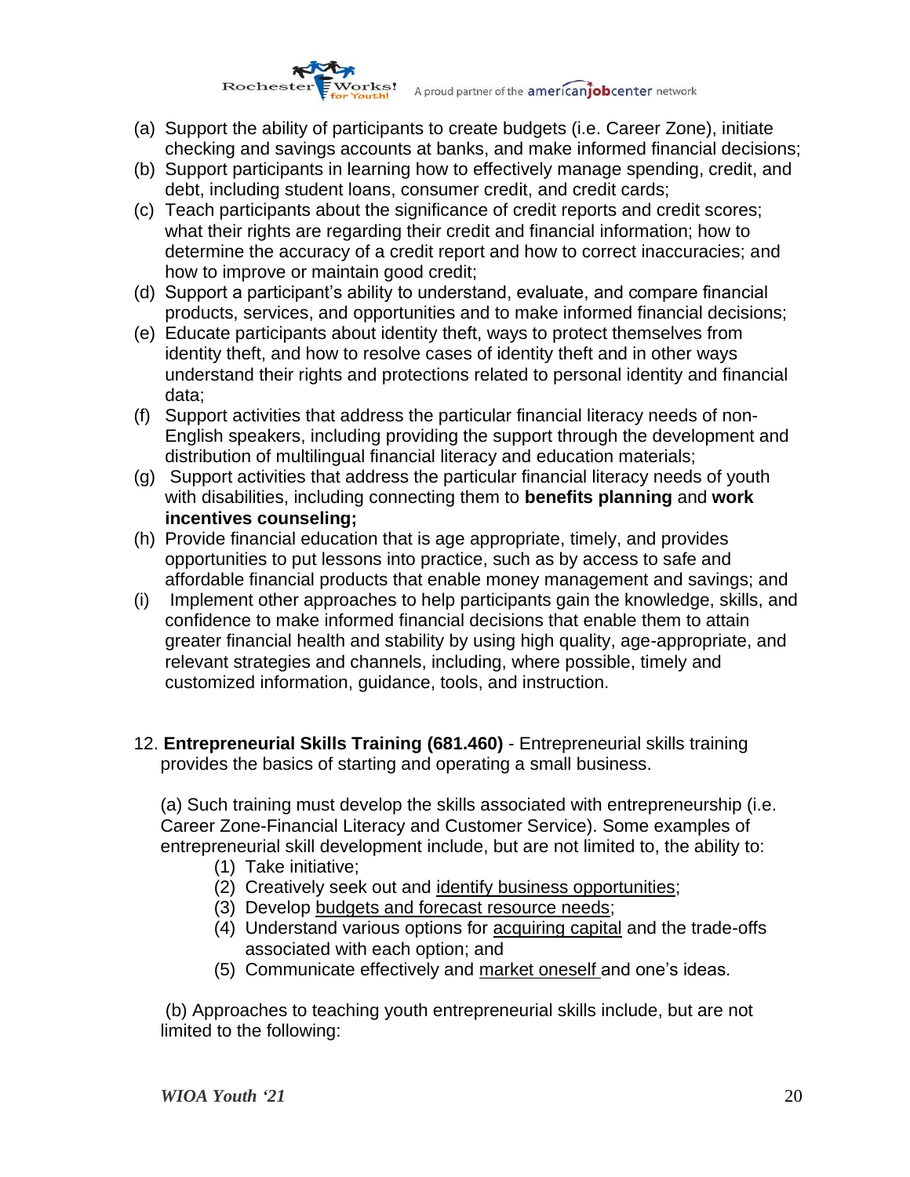(a) Support the ability of participants to create budgets (i.e. Career Zone), initiate checking and savings accounts at banks, and make informed financial decisions;

(b) Support participants in learning how to effectively manage spending, credit, and debt, including student loans, consumer credit, and credit cards;

(c) Teach participants about the significance of credit reports and credit scores; what their rights are regarding their credit and financial information; how to determine the accuracy of a credit report and how to correct inaccuracies; and how to improve or maintain good credit;

(d) Support a participant's ability to understand, evaluate, and compare financial products, services, and opportunities and to make informed financial decisions;

(e) Educate participants about identity theft, ways to protect themselves from identity theft, and how to resolve cases of identity theft and in other ways understand their rights and protections related to personal identity and financial data;

(f) Support activities that address the particular financial literacy needs of non-English speakers, including providing the support through the development and distribution of multilingual financial literacy and education materials;

(g) Support activities that address the particular financial literacy needs of youth with disabilities, including connecting them to **benefits planning** and **work incentives counseling;**

(h) Provide financial education that is age appropriate, timely, and provides opportunities to put lessons into practice, such as by access to safe and affordable financial products that enable money management and savings; and

(i) Implement other approaches to help participants gain the knowledge, skills, and confidence to make informed financial decisions that enable them to attain greater financial health and stability by using high quality, age-appropriate, and relevant strategies and channels, including, where possible, timely and customized information, guidance, tools, and instruction.

12. **Entrepreneurial Skills Training (681.460)** - Entrepreneurial skills training provides the basics of starting and operating a small business.

(a) Such training must develop the skills associated with entrepreneurship (i.e. Career Zone-Financial Literacy and Customer Service). Some examples of entrepreneurial skill development include, but are not limited to, the ability to:

1. Take initiative;
2. Creatively seek out and <u>identify business opportunities</u>;
3. Develop <u>budgets and forecast resource needs</u>;
4. Understand various options for <u>acquiring capital</u> and the trade-offs associated with each option; and
5. Communicate effectively and <u>market oneself</u> and one's ideas.

(b) Approaches to teaching youth entrepreneurial skills include, but are not limited to the following: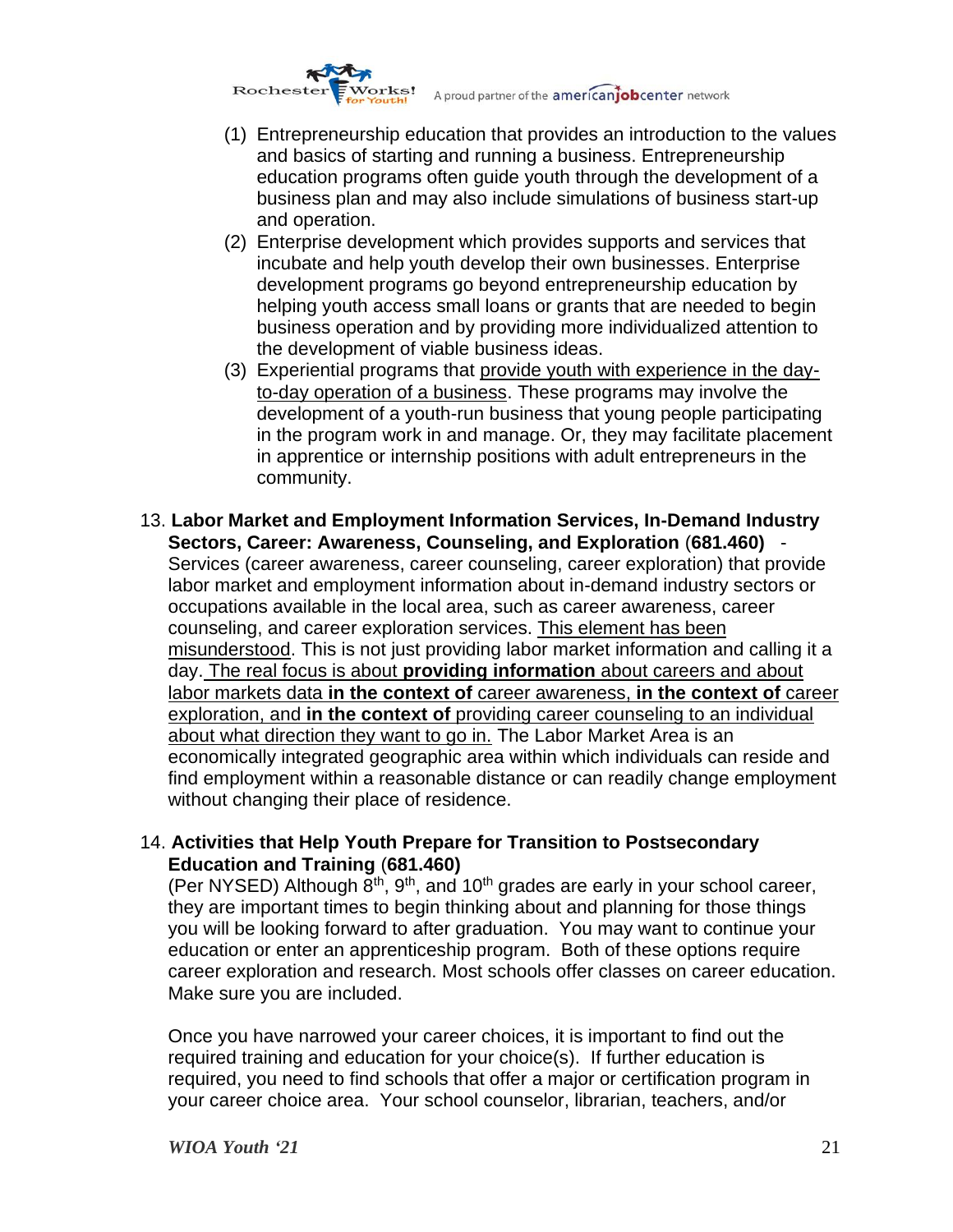(1) Entrepreneurship education that provides an introduction to the values and basics of starting and running a business. Entrepreneurship education programs often guide youth through the development of a business plan and may also include simulations of business start-up and operation.

(2) Enterprise development which provides supports and services that incubate and help youth develop their own businesses. Enterprise development programs go beyond entrepreneurship education by helping youth access small loans or grants that are needed to begin business operation and by providing more individualized attention to the development of viable business ideas.

(3) Experiential programs that <u>provide youth with experience in the day-to-day operation of a business</u>. These programs may involve the development of a youth-run business that young people participating in the program work in and manage. Or, they may facilitate placement in apprentice or internship positions with adult entrepreneurs in the community.

13. **Labor Market and Employment Information Services, In-Demand Industry Sectors, Career: Awareness, Counseling, and Exploration** (**681.460**) - Services (career awareness, career counseling, career exploration) that provide labor market and employment information about in-demand industry sectors or occupations available in the local area, such as career awareness, career counseling, and career exploration services. <u>This element has been misunderstood</u>. This is not just providing labor market information and calling it a day. <u>The real focus is about **providing information** about careers and about labor markets data **in the context of** career awareness, **in the context of** career exploration, and **in the context of** providing career counseling to an individual about what direction they want to go in.</u> The Labor Market Area is an economically integrated geographic area within which individuals can reside and find employment within a reasonable distance or can readily change employment without changing their place of residence.

14. **Activities that Help Youth Prepare for Transition to Postsecondary Education and Training** (**681.460**)
(Per NYSED) Although 8th, 9th, and 10th grades are early in your school career, they are important times to begin thinking about and planning for those things you will be looking forward to after graduation. You may want to continue your education or enter an apprenticeship program. Both of these options require career exploration and research. Most schools offer classes on career education. Make sure you are included.

Once you have narrowed your career choices, it is important to find out the required training and education for your choice(s). If further education is required, you need to find schools that offer a major or certification program in your career choice area. Your school counselor, librarian, teachers, and/or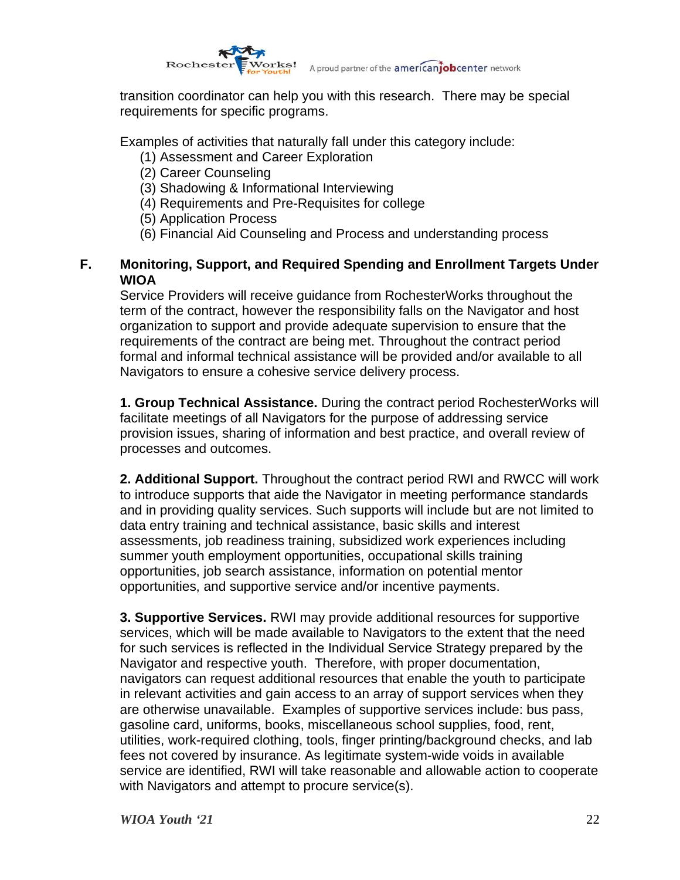transition coordinator can help you with this research.  There may be special requirements for specific programs.

Examples of activities that naturally fall under this category include:

(1) Assessment and Career Exploration
(2) Career Counseling
(3) Shadowing & Informational Interviewing
(4) Requirements and Pre-Requisites for college
(5) Application Process
(6) Financial Aid Counseling and Process and understanding process

## F. Monitoring, Support, and Required Spending and Enrollment Targets Under WIOA

Service Providers will receive guidance from RochesterWorks throughout the term of the contract, however the responsibility falls on the Navigator and host organization to support and provide adequate supervision to ensure that the requirements of the contract are being met. Throughout the contract period formal and informal technical assistance will be provided and/or available to all Navigators to ensure a cohesive service delivery process.

**1. Group Technical Assistance.** During the contract period RochesterWorks will facilitate meetings of all Navigators for the purpose of addressing service provision issues, sharing of information and best practice, and overall review of processes and outcomes.

**2. Additional Support.** Throughout the contract period RWI and RWCC will work to introduce supports that aide the Navigator in meeting performance standards and in providing quality services. Such supports will include but are not limited to data entry training and technical assistance, basic skills and interest assessments, job readiness training, subsidized work experiences including summer youth employment opportunities, occupational skills training opportunities, job search assistance, information on potential mentor opportunities, and supportive service and/or incentive payments.

**3. Supportive Services.** RWI may provide additional resources for supportive services, which will be made available to Navigators to the extent that the need for such services is reflected in the Individual Service Strategy prepared by the Navigator and respective youth.  Therefore, with proper documentation, navigators can request additional resources that enable the youth to participate in relevant activities and gain access to an array of support services when they are otherwise unavailable.  Examples of supportive services include: bus pass, gasoline card, uniforms, books, miscellaneous school supplies, food, rent, utilities, work-required clothing, tools, finger printing/background checks, and lab fees not covered by insurance. As legitimate system-wide voids in available service are identified, RWI will take reasonable and allowable action to cooperate with Navigators and attempt to procure service(s).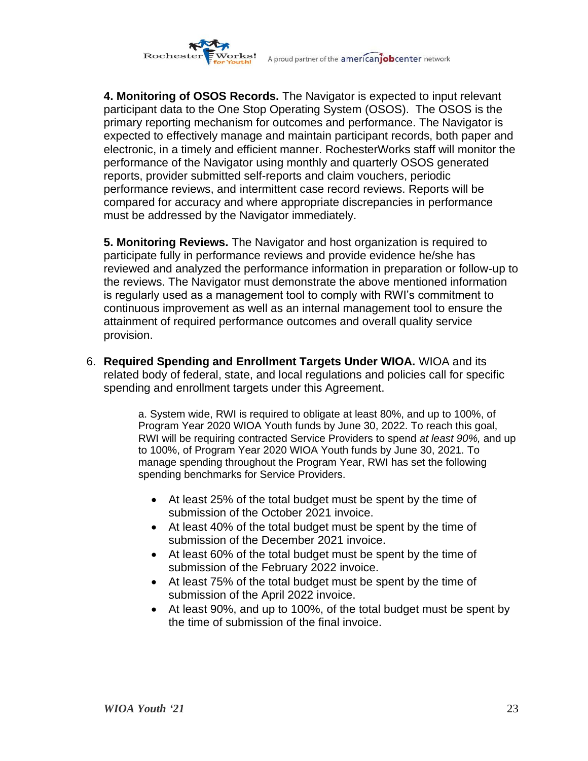**4. Monitoring of OSOS Records.** The Navigator is expected to input relevant participant data to the One Stop Operating System (OSOS). The OSOS is the primary reporting mechanism for outcomes and performance. The Navigator is expected to effectively manage and maintain participant records, both paper and electronic, in a timely and efficient manner. RochesterWorks staff will monitor the performance of the Navigator using monthly and quarterly OSOS generated reports, provider submitted self-reports and claim vouchers, periodic performance reviews, and intermittent case record reviews. Reports will be compared for accuracy and where appropriate discrepancies in performance must be addressed by the Navigator immediately.

**5. Monitoring Reviews.** The Navigator and host organization is required to participate fully in performance reviews and provide evidence he/she has reviewed and analyzed the performance information in preparation or follow-up to the reviews. The Navigator must demonstrate the above mentioned information is regularly used as a management tool to comply with RWI's commitment to continuous improvement as well as an internal management tool to ensure the attainment of required performance outcomes and overall quality service provision.

6. **Required Spending and Enrollment Targets Under WIOA.** WIOA and its related body of federal, state, and local regulations and policies call for specific spending and enrollment targets under this Agreement.

   a. System wide, RWI is required to obligate at least 80%, and up to 100%, of Program Year 2020 WIOA Youth funds by June 30, 2022. To reach this goal, RWI will be requiring contracted Service Providers to spend *at least 90%,* and up to 100%, of Program Year 2020 WIOA Youth funds by June 30, 2021. To manage spending throughout the Program Year, RWI has set the following spending benchmarks for Service Providers.

   - At least 25% of the total budget must be spent by the time of submission of the October 2021 invoice.
   - At least 40% of the total budget must be spent by the time of submission of the December 2021 invoice.
   - At least 60% of the total budget must be spent by the time of submission of the February 2022 invoice.
   - At least 75% of the total budget must be spent by the time of submission of the April 2022 invoice.
   - At least 90%, and up to 100%, of the total budget must be spent by the time of submission of the final invoice.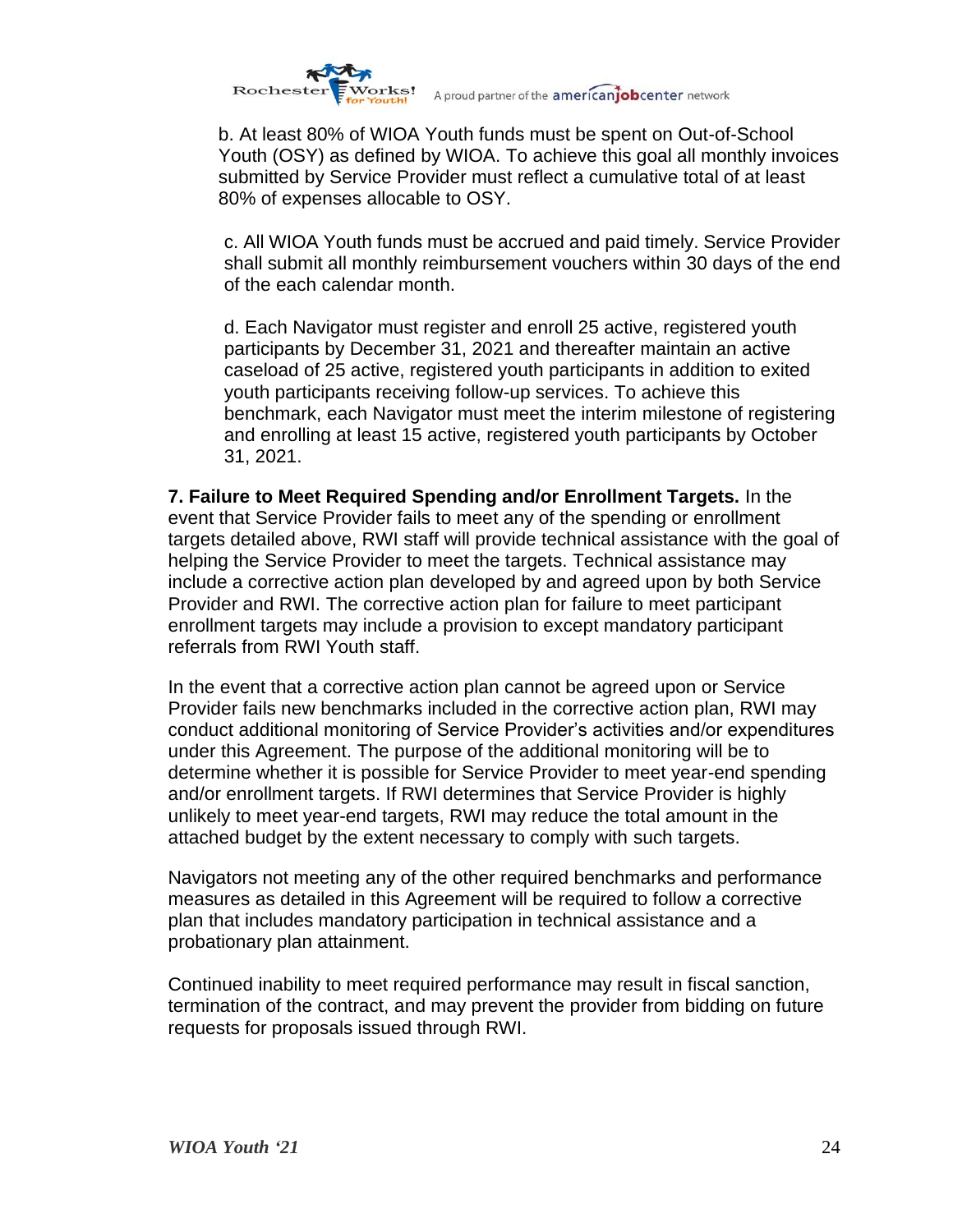b. At least 80% of WIOA Youth funds must be spent on Out-of-School Youth (OSY) as defined by WIOA. To achieve this goal all monthly invoices submitted by Service Provider must reflect a cumulative total of at least 80% of expenses allocable to OSY.

c. All WIOA Youth funds must be accrued and paid timely. Service Provider shall submit all monthly reimbursement vouchers within 30 days of the end of the each calendar month.

d. Each Navigator must register and enroll 25 active, registered youth participants by December 31, 2021 and thereafter maintain an active caseload of 25 active, registered youth participants in addition to exited youth participants receiving follow-up services. To achieve this benchmark, each Navigator must meet the interim milestone of registering and enrolling at least 15 active, registered youth participants by October 31, 2021.

**7. Failure to Meet Required Spending and/or Enrollment Targets.** In the event that Service Provider fails to meet any of the spending or enrollment targets detailed above, RWI staff will provide technical assistance with the goal of helping the Service Provider to meet the targets. Technical assistance may include a corrective action plan developed by and agreed upon by both Service Provider and RWI. The corrective action plan for failure to meet participant enrollment targets may include a provision to except mandatory participant referrals from RWI Youth staff.

In the event that a corrective action plan cannot be agreed upon or Service Provider fails new benchmarks included in the corrective action plan, RWI may conduct additional monitoring of Service Provider's activities and/or expenditures under this Agreement. The purpose of the additional monitoring will be to determine whether it is possible for Service Provider to meet year-end spending and/or enrollment targets. If RWI determines that Service Provider is highly unlikely to meet year-end targets, RWI may reduce the total amount in the attached budget by the extent necessary to comply with such targets.

Navigators not meeting any of the other required benchmarks and performance measures as detailed in this Agreement will be required to follow a corrective plan that includes mandatory participation in technical assistance and a probationary plan attainment.

Continued inability to meet required performance may result in fiscal sanction, termination of the contract, and may prevent the provider from bidding on future requests for proposals issued through RWI.